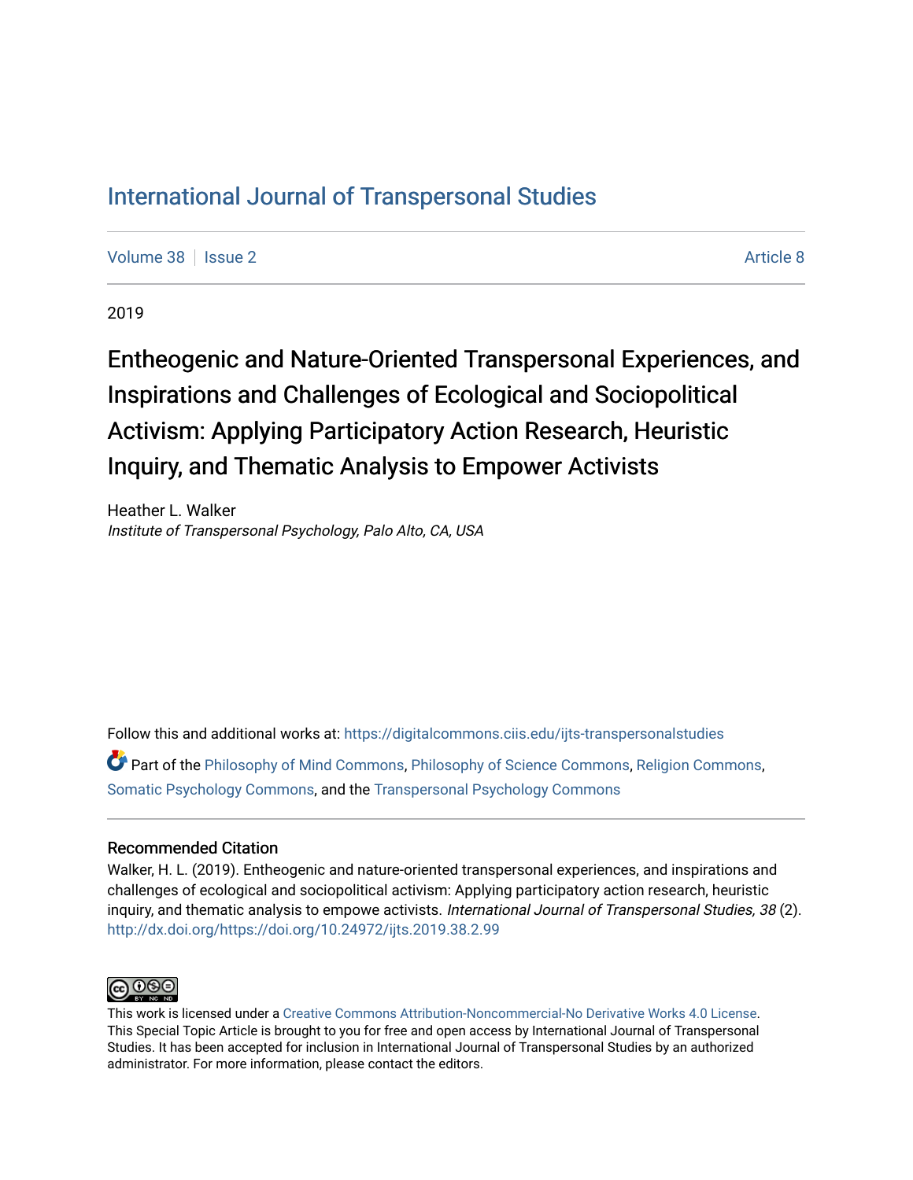# International Journal of Transpersonal Studies

Volume 38 | Issue 2 | Article 8

2019

## Entheogenic and Nature-Oriented Transpersonal Experiences, and Inspirations and Challenges of Ecological and Sociopolitical Activism: Applying Participatory Action Research, Heuristic Inquiry, and Thematic Analysis to Empower Activists

Heather L. Walker
*Institute of Transpersonal Psychology, Palo Alto, CA, USA*

Follow this and additional works at: https://digitalcommons.ciis.edu/ijts-transpersonalstudies

Part of the Philosophy of Mind Commons, Philosophy of Science Commons, Religion Commons, Somatic Psychology Commons, and the Transpersonal Psychology Commons

### Recommended Citation

Walker, H. L. (2019). Entheogenic and nature-oriented transpersonal experiences, and inspirations and challenges of ecological and sociopolitical activism: Applying participatory action research, heuristic inquiry, and thematic analysis to empowe activists. *International Journal of Transpersonal Studies, 38* (2). http://dx.doi.org/https://doi.org/10.24972/ijts.2019.38.2.99

This work is licensed under a Creative Commons Attribution-Noncommercial-No Derivative Works 4.0 License. This Special Topic Article is brought to you for free and open access by International Journal of Transpersonal Studies. It has been accepted for inclusion in International Journal of Transpersonal Studies by an authorized administrator. For more information, please contact the editors.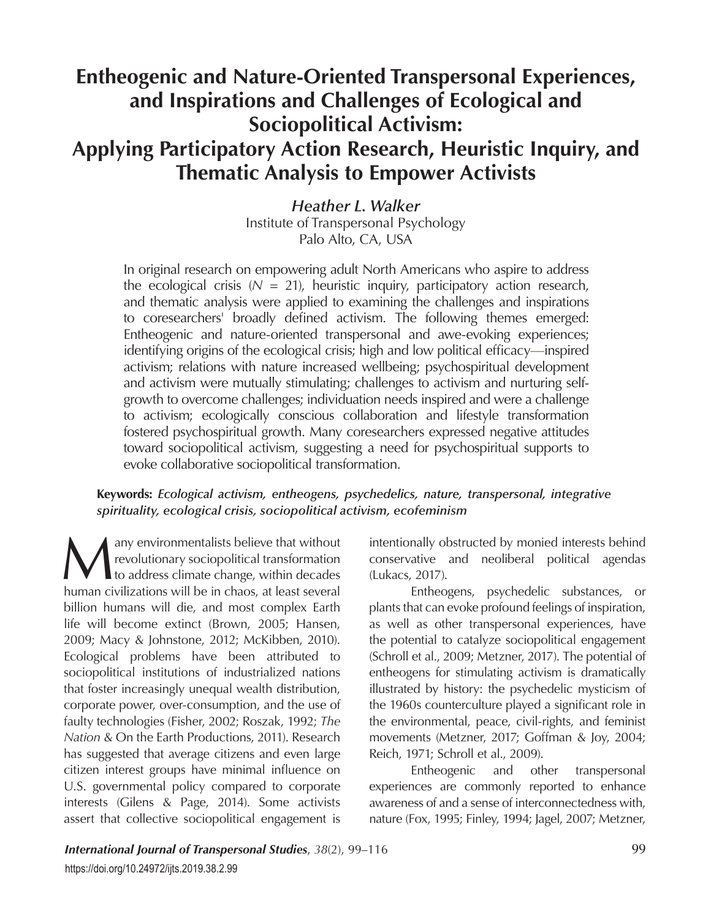# Entheogenic and Nature-Oriented Transpersonal Experiences, and Inspirations and Challenges of Ecological and Sociopolitical Activism: Applying Participatory Action Research, Heuristic Inquiry, and Thematic Analysis to Empower Activists

*Heather L. Walker*

Institute of Transpersonal Psychology
Palo Alto, CA, USA

In original research on empowering adult North Americans who aspire to address the ecological crisis ($N$ = 21), heuristic inquiry, participatory action research, and thematic analysis were applied to examining the challenges and inspirations to coresearchers' broadly defined activism. The following themes emerged: Entheogenic and nature-oriented transpersonal and awe-evoking experiences; identifying origins of the ecological crisis; high and low political efficacy—inspired activism; relations with nature increased wellbeing; psychospiritual development and activism were mutually stimulating; challenges to activism and nurturing self-growth to overcome challenges; individuation needs inspired and were a challenge to activism; ecologically conscious collaboration and lifestyle transformation fostered psychospiritual growth. Many coresearchers expressed negative attitudes toward sociopolitical activism, suggesting a need for psychospiritual supports to evoke collaborative sociopolitical transformation.

**Keywords:** *Ecological activism, entheogens, psychedelics, nature, transpersonal, integrative spirituality, ecological crisis, sociopolitical activism, ecofeminism*

Many environmentalists believe that without revolutionary sociopolitical transformation to address climate change, within decades human civilizations will be in chaos, at least several billion humans will die, and most complex Earth life will become extinct (Brown, 2005; Hansen, 2009; Macy & Johnstone, 2012; McKibben, 2010). Ecological problems have been attributed to sociopolitical institutions of industrialized nations that foster increasingly unequal wealth distribution, corporate power, over-consumption, and the use of faulty technologies (Fisher, 2002; Roszak, 1992; *The Nation* & On the Earth Productions, 2011). Research has suggested that average citizens and even large citizen interest groups have minimal influence on U.S. governmental policy compared to corporate interests (Gilens & Page, 2014). Some activists assert that collective sociopolitical engagement is intentionally obstructed by monied interests behind conservative and neoliberal political agendas (Lukacs, 2017).

Entheogens, psychedelic substances, or plants that can evoke profound feelings of inspiration, as well as other transpersonal experiences, have the potential to catalyze sociopolitical engagement (Schroll et al., 2009; Metzner, 2017). The potential of entheogens for stimulating activism is dramatically illustrated by history: the psychedelic mysticism of the 1960s counterculture played a significant role in the environmental, peace, civil-rights, and feminist movements (Metzner, 2017; Goffman & Joy, 2004; Reich, 1971; Schroll et al., 2009).

Entheogenic and other transpersonal experiences are commonly reported to enhance awareness of and a sense of interconnectedness with, nature (Fox, 1995; Finley, 1994; Jagel, 2007; Metzner,

https://doi.org/10.24972/ijts.2019.38.2.99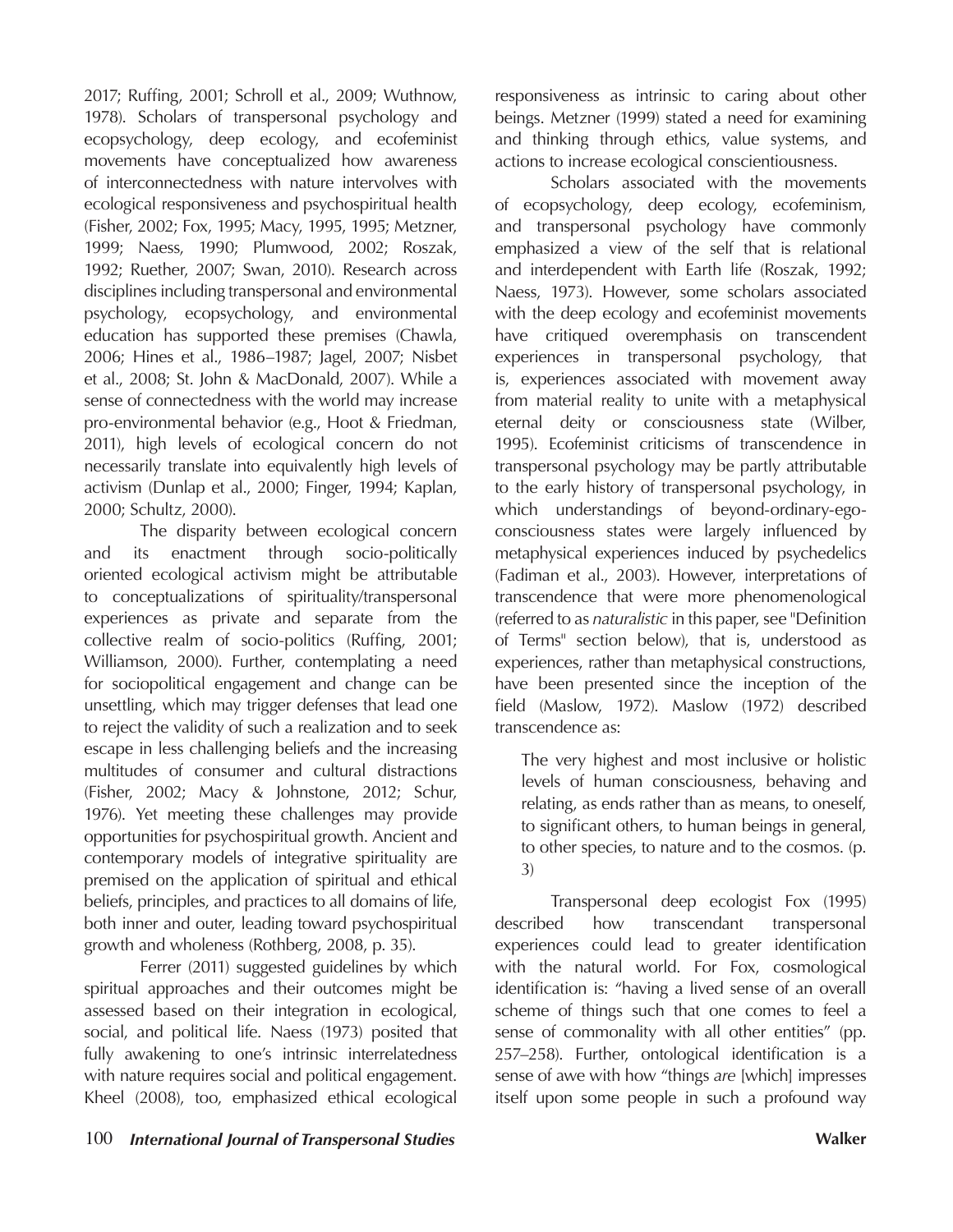2017; Ruffing, 2001; Schroll et al., 2009; Wuthnow, 1978). Scholars of transpersonal psychology and ecopsychology, deep ecology, and ecofeminist movements have conceptualized how awareness of interconnectedness with nature intervolves with ecological responsiveness and psychospiritual health (Fisher, 2002; Fox, 1995; Macy, 1995, 1995; Metzner, 1999; Naess, 1990; Plumwood, 2002; Roszak, 1992; Ruether, 2007; Swan, 2010). Research across disciplines including transpersonal and environmental psychology, ecopsychology, and environmental education has supported these premises (Chawla, 2006; Hines et al., 1986–1987; Jagel, 2007; Nisbet et al., 2008; St. John & MacDonald, 2007). While a sense of connectedness with the world may increase pro-environmental behavior (e.g., Hoot & Friedman, 2011), high levels of ecological concern do not necessarily translate into equivalently high levels of activism (Dunlap et al., 2000; Finger, 1994; Kaplan, 2000; Schultz, 2000).

The disparity between ecological concern and its enactment through socio-politically oriented ecological activism might be attributable to conceptualizations of spirituality/transpersonal experiences as private and separate from the collective realm of socio-politics (Ruffing, 2001; Williamson, 2000). Further, contemplating a need for sociopolitical engagement and change can be unsettling, which may trigger defenses that lead one to reject the validity of such a realization and to seek escape in less challenging beliefs and the increasing multitudes of consumer and cultural distractions (Fisher, 2002; Macy & Johnstone, 2012; Schur, 1976). Yet meeting these challenges may provide opportunities for psychospiritual growth. Ancient and contemporary models of integrative spirituality are premised on the application of spiritual and ethical beliefs, principles, and practices to all domains of life, both inner and outer, leading toward psychospiritual growth and wholeness (Rothberg, 2008, p. 35).

Ferrer (2011) suggested guidelines by which spiritual approaches and their outcomes might be assessed based on their integration in ecological, social, and political life. Naess (1973) posited that fully awakening to one's intrinsic interrelatedness with nature requires social and political engagement. Kheel (2008), too, emphasized ethical ecological responsiveness as intrinsic to caring about other beings. Metzner (1999) stated a need for examining and thinking through ethics, value systems, and actions to increase ecological conscientiousness.

Scholars associated with the movements of ecopsychology, deep ecology, ecofeminism, and transpersonal psychology have commonly emphasized a view of the self that is relational and interdependent with Earth life (Roszak, 1992; Naess, 1973). However, some scholars associated with the deep ecology and ecofeminist movements have critiqued overemphasis on transcendent experiences in transpersonal psychology, that is, experiences associated with movement away from material reality to unite with a metaphysical eternal deity or consciousness state (Wilber, 1995). Ecofeminist criticisms of transcendence in transpersonal psychology may be partly attributable to the early history of transpersonal psychology, in which understandings of beyond-ordinary-ego-consciousness states were largely influenced by metaphysical experiences induced by psychedelics (Fadiman et al., 2003). However, interpretations of transcendence that were more phenomenological (referred to as *naturalistic* in this paper, see "Definition of Terms" section below), that is, understood as experiences, rather than metaphysical constructions, have been presented since the inception of the field (Maslow, 1972). Maslow (1972) described transcendence as:

> The very highest and most inclusive or holistic levels of human consciousness, behaving and relating, as ends rather than as means, to oneself, to significant others, to human beings in general, to other species, to nature and to the cosmos. (p. 3)

Transpersonal deep ecologist Fox (1995) described how transcendant transpersonal experiences could lead to greater identification with the natural world. For Fox, cosmological identification is: "having a lived sense of an overall scheme of things such that one comes to feel a sense of commonality with all other entities" (pp. 257–258). Further, ontological identification is a sense of awe with how "things *are* [which] impresses itself upon some people in such a profound way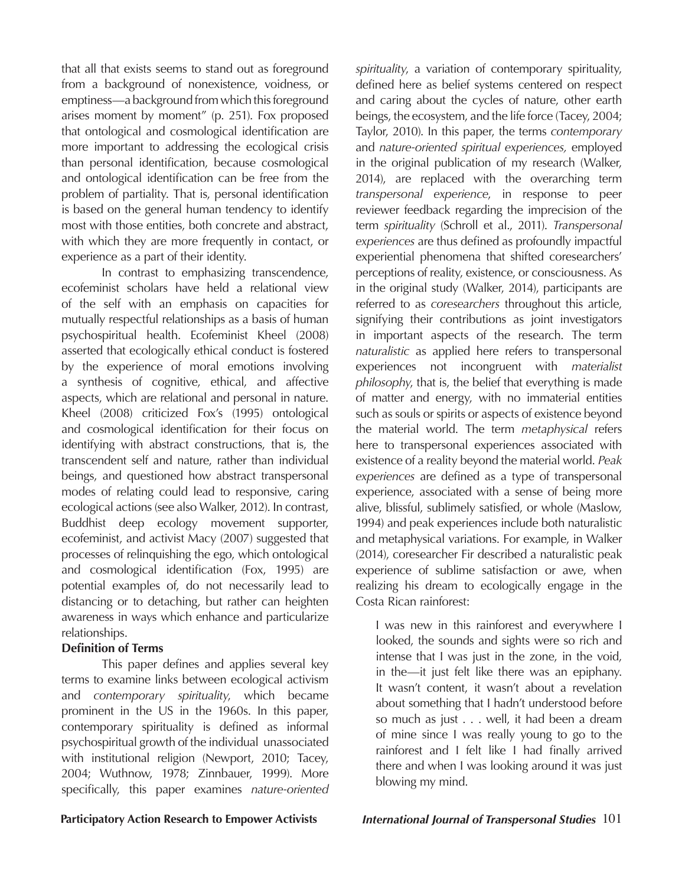that all that exists seems to stand out as foreground from a background of nonexistence, voidness, or emptiness—a background from which this foreground arises moment by moment" (p. 251). Fox proposed that ontological and cosmological identification are more important to addressing the ecological crisis than personal identification, because cosmological and ontological identification can be free from the problem of partiality. That is, personal identification is based on the general human tendency to identify most with those entities, both concrete and abstract, with which they are more frequently in contact, or experience as a part of their identity.

In contrast to emphasizing transcendence, ecofeminist scholars have held a relational view of the self with an emphasis on capacities for mutually respectful relationships as a basis of human psychospiritual health. Ecofeminist Kheel (2008) asserted that ecologically ethical conduct is fostered by the experience of moral emotions involving a synthesis of cognitive, ethical, and affective aspects, which are relational and personal in nature. Kheel (2008) criticized Fox's (1995) ontological and cosmological identification for their focus on identifying with abstract constructions, that is, the transcendent self and nature, rather than individual beings, and questioned how abstract transpersonal modes of relating could lead to responsive, caring ecological actions (see also Walker, 2012). In contrast, Buddhist deep ecology movement supporter, ecofeminist, and activist Macy (2007) suggested that processes of relinquishing the ego, which ontological and cosmological identification (Fox, 1995) are potential examples of, do not necessarily lead to distancing or to detaching, but rather can heighten awareness in ways which enhance and particularize relationships.

**Definition of Terms**

This paper defines and applies several key terms to examine links between ecological activism and *contemporary spirituality*, which became prominent in the US in the 1960s. In this paper, contemporary spirituality is defined as informal psychospiritual growth of the individual unassociated with institutional religion (Newport, 2010; Tacey, 2004; Wuthnow, 1978; Zinnbauer, 1999). More specifically, this paper examines *nature-oriented spirituality*, a variation of contemporary spirituality, defined here as belief systems centered on respect and caring about the cycles of nature, other earth beings, the ecosystem, and the life force (Tacey, 2004; Taylor, 2010). In this paper, the terms *contemporary* and *nature-oriented spiritual experiences,* employed in the original publication of my research (Walker, 2014), are replaced with the overarching term *transpersonal experience*, in response to peer reviewer feedback regarding the imprecision of the term *spirituality* (Schroll et al., 2011). *Transpersonal experiences* are thus defined as profoundly impactful experiential phenomena that shifted coresearchers' perceptions of reality, existence, or consciousness. As in the original study (Walker, 2014), participants are referred to as *coresearchers* throughout this article, signifying their contributions as joint investigators in important aspects of the research. The term *naturalistic* as applied here refers to transpersonal experiences not incongruent with *materialist philosophy*, that is, the belief that everything is made of matter and energy, with no immaterial entities such as souls or spirits or aspects of existence beyond the material world. The term *metaphysical* refers here to transpersonal experiences associated with existence of a reality beyond the material world. *Peak experiences* are defined as a type of transpersonal experience, associated with a sense of being more alive, blissful, sublimely satisfied, or whole (Maslow, 1994) and peak experiences include both naturalistic and metaphysical variations. For example, in Walker (2014), coresearcher Fir described a naturalistic peak experience of sublime satisfaction or awe, when realizing his dream to ecologically engage in the Costa Rican rainforest:

> I was new in this rainforest and everywhere I looked, the sounds and sights were so rich and intense that I was just in the zone, in the void, in the—it just felt like there was an epiphany. It wasn't content, it wasn't about a revelation about something that I hadn't understood before so much as just . . . well, it had been a dream of mine since I was really young to go to the rainforest and I felt like I had finally arrived there and when I was looking around it was just blowing my mind.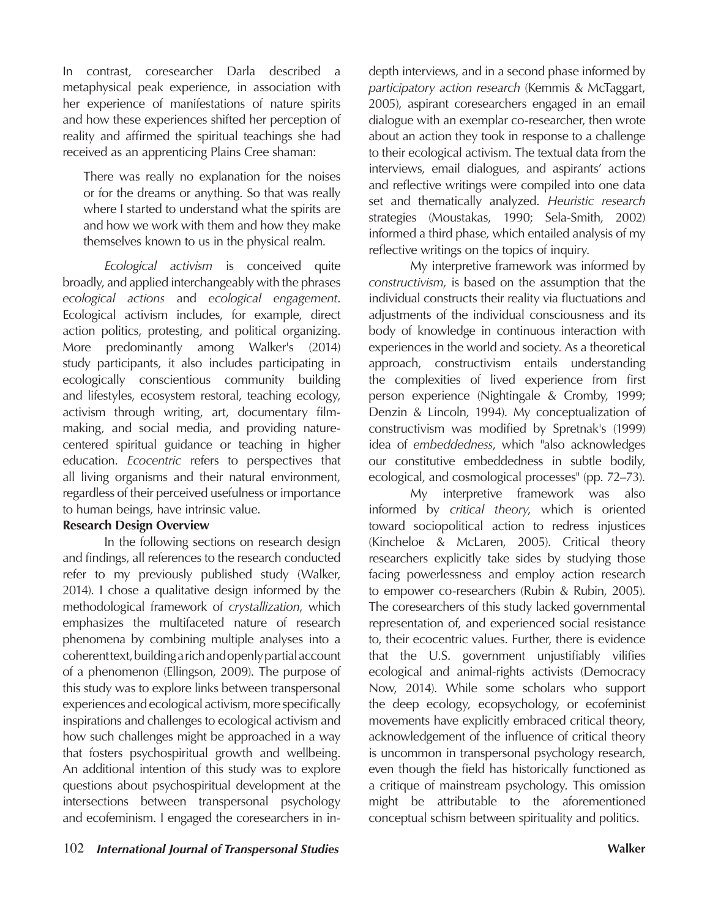In contrast, coresearcher Darla described a metaphysical peak experience, in association with her experience of manifestations of nature spirits and how these experiences shifted her perception of reality and affirmed the spiritual teachings she had received as an apprenticing Plains Cree shaman:

> There was really no explanation for the noises or for the dreams or anything. So that was really where I started to understand what the spirits are and how we work with them and how they make themselves known to us in the physical realm.

*Ecological activism* is conceived quite broadly, and applied interchangeably with the phrases *ecological actions* and *ecological engagement*. Ecological activism includes, for example, direct action politics, protesting, and political organizing. More predominantly among Walker's (2014) study participants, it also includes participating in ecologically conscientious community building and lifestyles, ecosystem restoral, teaching ecology, activism through writing, art, documentary film-making, and social media, and providing nature-centered spiritual guidance or teaching in higher education. *Ecocentric* refers to perspectives that all living organisms and their natural environment, regardless of their perceived usefulness or importance to human beings, have intrinsic value.

**Research Design Overview**

In the following sections on research design and findings, all references to the research conducted refer to my previously published study (Walker, 2014). I chose a qualitative design informed by the methodological framework of *crystallization*, which emphasizes the multifaceted nature of research phenomena by combining multiple analyses into a coherent text, building a rich and openly partial account of a phenomenon (Ellingson, 2009). The purpose of this study was to explore links between transpersonal experiences and ecological activism, more specifically inspirations and challenges to ecological activism and how such challenges might be approached in a way that fosters psychospiritual growth and wellbeing. An additional intention of this study was to explore questions about psychospiritual development at the intersections between transpersonal psychology and ecofeminism. I engaged the coresearchers in in-depth interviews, and in a second phase informed by *participatory action research* (Kemmis & McTaggart, 2005), aspirant coresearchers engaged in an email dialogue with an exemplar co-researcher, then wrote about an action they took in response to a challenge to their ecological activism. The textual data from the interviews, email dialogues, and aspirants' actions and reflective writings were compiled into one data set and thematically analyzed. *Heuristic research* strategies (Moustakas, 1990; Sela-Smith, 2002) informed a third phase, which entailed analysis of my reflective writings on the topics of inquiry.

My interpretive framework was informed by *constructivism*, is based on the assumption that the individual constructs their reality via fluctuations and adjustments of the individual consciousness and its body of knowledge in continuous interaction with experiences in the world and society. As a theoretical approach, constructivism entails understanding the complexities of lived experience from first person experience (Nightingale & Cromby, 1999; Denzin & Lincoln, 1994). My conceptualization of constructivism was modified by Spretnak's (1999) idea of *embeddedness*, which "also acknowledges our constitutive embeddedness in subtle bodily, ecological, and cosmological processes" (pp. 72–73).

My interpretive framework was also informed by *critical theory*, which is oriented toward sociopolitical action to redress injustices (Kincheloe & McLaren, 2005). Critical theory researchers explicitly take sides by studying those facing powerlessness and employ action research to empower co-researchers (Rubin & Rubin, 2005). The coresearchers of this study lacked governmental representation of, and experienced social resistance to, their ecocentric values. Further, there is evidence that the U.S. government unjustifiably vilifies ecological and animal-rights activists (Democracy Now, 2014). While some scholars who support the deep ecology, ecopsychology, or ecofeminist movements have explicitly embraced critical theory, acknowledgement of the influence of critical theory is uncommon in transpersonal psychology research, even though the field has historically functioned as a critique of mainstream psychology. This omission might be attributable to the aforementioned conceptual schism between spirituality and politics.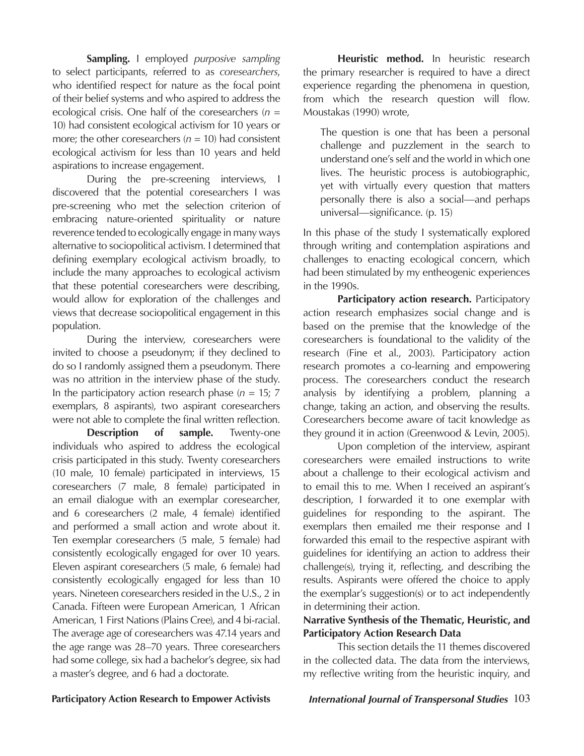**Sampling.** I employed *purposive sampling* to select participants, referred to as *coresearchers*, who identified respect for nature as the focal point of their belief systems and who aspired to address the ecological crisis. One half of the coresearchers ($n$ = 10) had consistent ecological activism for 10 years or more; the other coresearchers ($n$ = 10) had consistent ecological activism for less than 10 years and held aspirations to increase engagement.

During the pre-screening interviews, I discovered that the potential coresearchers I was pre-screening who met the selection criterion of embracing nature-oriented spirituality or nature reverence tended to ecologically engage in many ways alternative to sociopolitical activism. I determined that defining exemplary ecological activism broadly, to include the many approaches to ecological activism that these potential coresearchers were describing, would allow for exploration of the challenges and views that decrease sociopolitical engagement in this population.

During the interview, coresearchers were invited to choose a pseudonym; if they declined to do so I randomly assigned them a pseudonym. There was no attrition in the interview phase of the study. In the participatory action research phase ($n$ = 15; 7 exemplars, 8 aspirants), two aspirant coresearchers were not able to complete the final written reflection.

**Description of sample.** Twenty-one individuals who aspired to address the ecological crisis participated in this study. Twenty coresearchers (10 male, 10 female) participated in interviews, 15 coresearchers (7 male, 8 female) participated in an email dialogue with an exemplar coresearcher, and 6 coresearchers (2 male, 4 female) identified and performed a small action and wrote about it. Ten exemplar coresearchers (5 male, 5 female) had consistently ecologically engaged for over 10 years. Eleven aspirant coresearchers (5 male, 6 female) had consistently ecologically engaged for less than 10 years. Nineteen coresearchers resided in the U.S., 2 in Canada. Fifteen were European American, 1 African American, 1 First Nations (Plains Cree), and 4 bi-racial. The average age of coresearchers was 47.14 years and the age range was 28–70 years. Three coresearchers had some college, six had a bachelor's degree, six had a master's degree, and 6 had a doctorate.

**Heuristic method.** In heuristic research the primary researcher is required to have a direct experience regarding the phenomena in question, from which the research question will flow. Moustakas (1990) wrote,

> The question is one that has been a personal challenge and puzzlement in the search to understand one's self and the world in which one lives. The heuristic process is autobiographic, yet with virtually every question that matters personally there is also a social—and perhaps universal—significance. (p. 15)

In this phase of the study I systematically explored through writing and contemplation aspirations and challenges to enacting ecological concern, which had been stimulated by my entheogenic experiences in the 1990s.

**Participatory action research.** Participatory action research emphasizes social change and is based on the premise that the knowledge of the coresearchers is foundational to the validity of the research (Fine et al., 2003). Participatory action research promotes a co-learning and empowering process. The coresearchers conduct the research analysis by identifying a problem, planning a change, taking an action, and observing the results. Coresearchers become aware of tacit knowledge as they ground it in action (Greenwood & Levin, 2005).

Upon completion of the interview, aspirant coresearchers were emailed instructions to write about a challenge to their ecological activism and to email this to me. When I received an aspirant's description, I forwarded it to one exemplar with guidelines for responding to the aspirant. The exemplars then emailed me their response and I forwarded this email to the respective aspirant with guidelines for identifying an action to address their challenge(s), trying it, reflecting, and describing the results. Aspirants were offered the choice to apply the exemplar's suggestion(s) or to act independently in determining their action.

### Narrative Synthesis of the Thematic, Heuristic, and Participatory Action Research Data

This section details the 11 themes discovered in the collected data. The data from the interviews, my reflective writing from the heuristic inquiry, and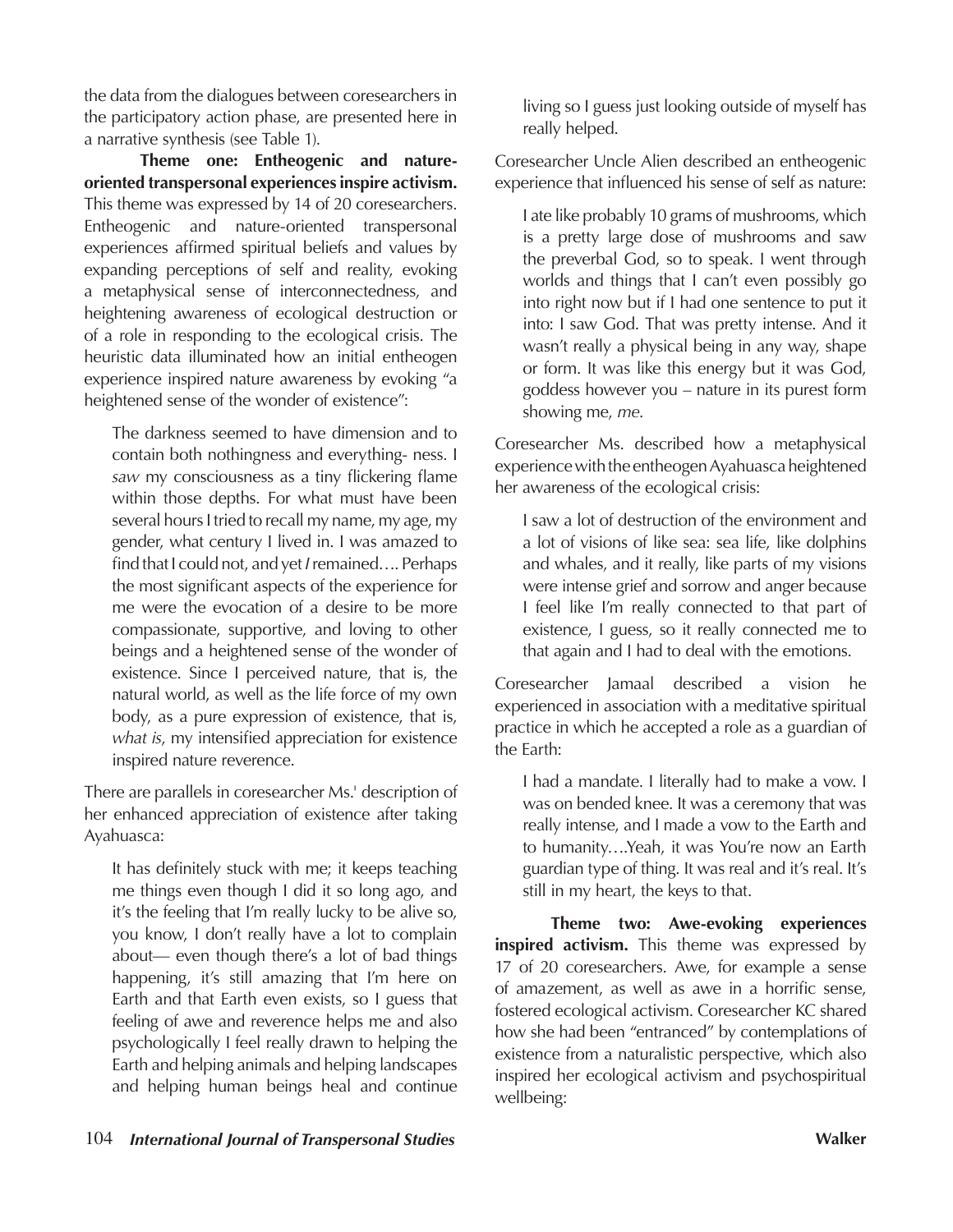the data from the dialogues between coresearchers in the participatory action phase, are presented here in a narrative synthesis (see Table 1).

**Theme one: Entheogenic and nature-oriented transpersonal experiences inspire activism.** This theme was expressed by 14 of 20 coresearchers. Entheogenic and nature-oriented transpersonal experiences affirmed spiritual beliefs and values by expanding perceptions of self and reality, evoking a metaphysical sense of interconnectedness, and heightening awareness of ecological destruction or of a role in responding to the ecological crisis. The heuristic data illuminated how an initial entheogen experience inspired nature awareness by evoking "a heightened sense of the wonder of existence":

> The darkness seemed to have dimension and to contain both nothingness and everything- ness. I *saw* my consciousness as a tiny flickering flame within those depths. For what must have been several hours I tried to recall my name, my age, my gender, what century I lived in. I was amazed to find that I could not, and yet *I* remained…. Perhaps the most significant aspects of the experience for me were the evocation of a desire to be more compassionate, supportive, and loving to other beings and a heightened sense of the wonder of existence. Since I perceived nature, that is, the natural world, as well as the life force of my own body, as a pure expression of existence, that is, *what is*, my intensified appreciation for existence inspired nature reverence.

There are parallels in coresearcher Ms.' description of her enhanced appreciation of existence after taking Ayahuasca:

> It has definitely stuck with me; it keeps teaching me things even though I did it so long ago, and it's the feeling that I'm really lucky to be alive so, you know, I don't really have a lot to complain about— even though there's a lot of bad things happening, it's still amazing that I'm here on Earth and that Earth even exists, so I guess that feeling of awe and reverence helps me and also psychologically I feel really drawn to helping the Earth and helping animals and helping landscapes and helping human beings heal and continue living so I guess just looking outside of myself has really helped.

Coresearcher Uncle Alien described an entheogenic experience that influenced his sense of self as nature:

> I ate like probably 10 grams of mushrooms, which is a pretty large dose of mushrooms and saw the preverbal God, so to speak. I went through worlds and things that I can't even possibly go into right now but if I had one sentence to put it into: I saw God. That was pretty intense. And it wasn't really a physical being in any way, shape or form. It was like this energy but it was God, goddess however you – nature in its purest form showing me, *me*.

Coresearcher Ms. described how a metaphysical experience with the entheogen Ayahuasca heightened her awareness of the ecological crisis:

> I saw a lot of destruction of the environment and a lot of visions of like sea: sea life, like dolphins and whales, and it really, like parts of my visions were intense grief and sorrow and anger because I feel like I'm really connected to that part of existence, I guess, so it really connected me to that again and I had to deal with the emotions.

Coresearcher Jamaal described a vision he experienced in association with a meditative spiritual practice in which he accepted a role as a guardian of the Earth:

> I had a mandate. I literally had to make a vow. I was on bended knee. It was a ceremony that was really intense, and I made a vow to the Earth and to humanity….Yeah, it was You're now an Earth guardian type of thing. It was real and it's real. It's still in my heart, the keys to that.

**Theme two: Awe-evoking experiences inspired activism.** This theme was expressed by 17 of 20 coresearchers. Awe, for example a sense of amazement, as well as awe in a horrific sense, fostered ecological activism. Coresearcher KC shared how she had been "entranced" by contemplations of existence from a naturalistic perspective, which also inspired her ecological activism and psychospiritual wellbeing: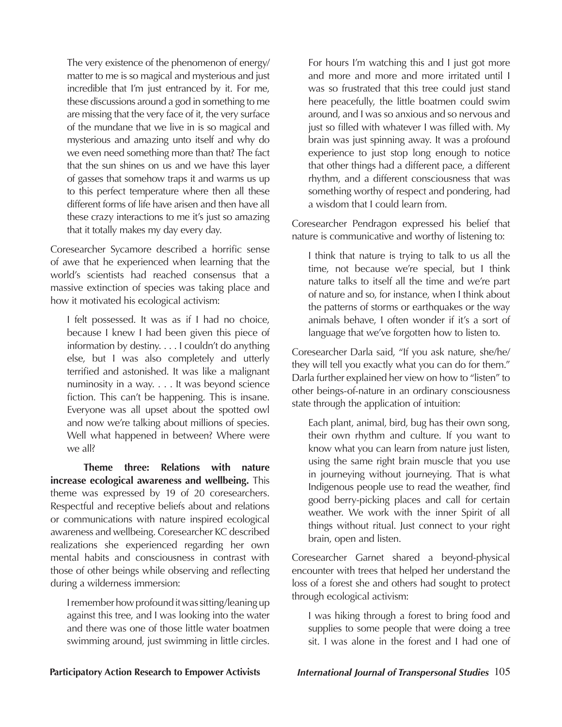> The very existence of the phenomenon of energy/matter to me is so magical and mysterious and just incredible that I'm just entranced by it. For me, these discussions around a god in something to me are missing that the very face of it, the very surface of the mundane that we live in is so magical and mysterious and amazing unto itself and why do we even need something more than that? The fact that the sun shines on us and we have this layer of gasses that somehow traps it and warms us up to this perfect temperature where then all these different forms of life have arisen and then have all these crazy interactions to me it's just so amazing that it totally makes my day every day.

Coresearcher Sycamore described a horrific sense of awe that he experienced when learning that the world's scientists had reached consensus that a massive extinction of species was taking place and how it motivated his ecological activism:

> I felt possessed. It was as if I had no choice, because I knew I had been given this piece of information by destiny. . . . I couldn't do anything else, but I was also completely and utterly terrified and astonished. It was like a malignant numinosity in a way. . . . It was beyond science fiction. This can't be happening. This is insane. Everyone was all upset about the spotted owl and now we're talking about millions of species. Well what happened in between? Where were we all?

**Theme three: Relations with nature increase ecological awareness and wellbeing.** This theme was expressed by 19 of 20 coresearchers. Respectful and receptive beliefs about and relations or communications with nature inspired ecological awareness and wellbeing. Coresearcher KC described realizations she experienced regarding her own mental habits and consciousness in contrast with those of other beings while observing and reflecting during a wilderness immersion:

> I remember how profound it was sitting/leaning up against this tree, and I was looking into the water and there was one of those little water boatmen swimming around, just swimming in little circles. For hours I'm watching this and I just got more and more and more and more irritated until I was so frustrated that this tree could just stand here peacefully, the little boatmen could swim around, and I was so anxious and so nervous and just so filled with whatever I was filled with. My brain was just spinning away. It was a profound experience to just stop long enough to notice that other things had a different pace, a different rhythm, and a different consciousness that was something worthy of respect and pondering, had a wisdom that I could learn from.

Coresearcher Pendragon expressed his belief that nature is communicative and worthy of listening to:

> I think that nature is trying to talk to us all the time, not because we're special, but I think nature talks to itself all the time and we're part of nature and so, for instance, when I think about the patterns of storms or earthquakes or the way animals behave, I often wonder if it's a sort of language that we've forgotten how to listen to.

Coresearcher Darla said, "If you ask nature, she/he/they will tell you exactly what you can do for them." Darla further explained her view on how to "listen" to other beings-of-nature in an ordinary consciousness state through the application of intuition:

> Each plant, animal, bird, bug has their own song, their own rhythm and culture. If you want to know what you can learn from nature just listen, using the same right brain muscle that you use in journeying without journeying. That is what Indigenous people use to read the weather, find good berry-picking places and call for certain weather. We work with the inner Spirit of all things without ritual. Just connect to your right brain, open and listen.

Coresearcher Garnet shared a beyond-physical encounter with trees that helped her understand the loss of a forest she and others had sought to protect through ecological activism:

> I was hiking through a forest to bring food and supplies to some people that were doing a tree sit. I was alone in the forest and I had one of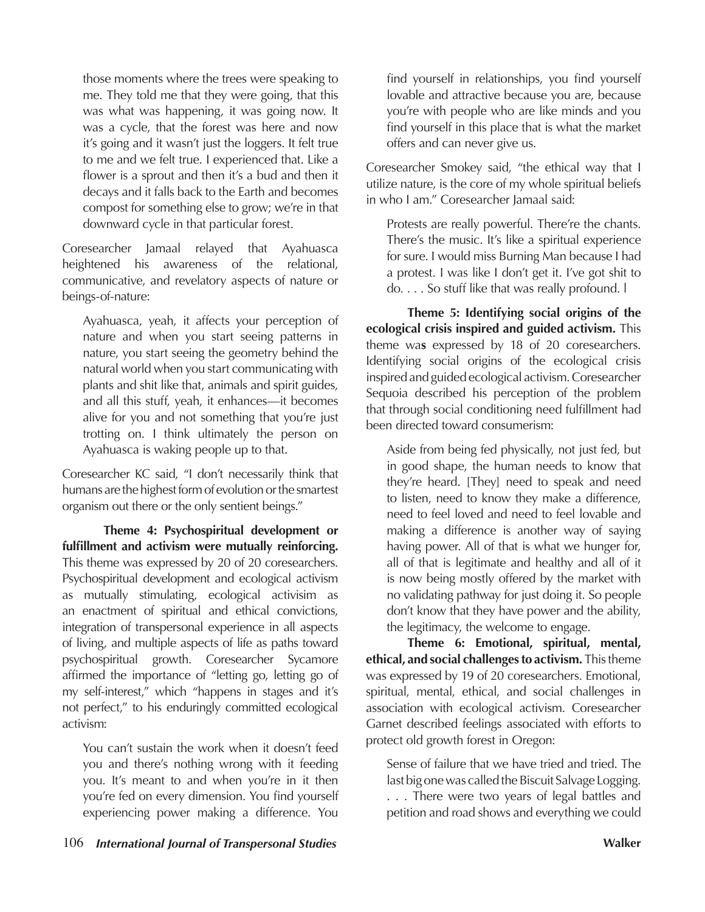> those moments where the trees were speaking to me. They told me that they were going, that this was what was happening, it was going now. It was a cycle, that the forest was here and now it's going and it wasn't just the loggers. It felt true to me and we felt true. I experienced that. Like a flower is a sprout and then it's a bud and then it decays and it falls back to the Earth and becomes compost for something else to grow; we're in that downward cycle in that particular forest.

Coresearcher Jamaal relayed that Ayahuasca heightened his awareness of the relational, communicative, and revelatory aspects of nature or beings-of-nature:

> Ayahuasca, yeah, it affects your perception of nature and when you start seeing patterns in nature, you start seeing the geometry behind the natural world when you start communicating with plants and shit like that, animals and spirit guides, and all this stuff, yeah, it enhances—it becomes alive for you and not something that you're just trotting on. I think ultimately the person on Ayahuasca is waking people up to that.

Coresearcher KC said, "I don't necessarily think that humans are the highest form of evolution or the smartest organism out there or the only sentient beings."

**Theme 4: Psychospiritual development or fulfillment and activism were mutually reinforcing.** This theme was expressed by 20 of 20 coresearchers. Psychospiritual development and ecological activism as mutually stimulating, ecological activisim as an enactment of spiritual and ethical convictions, integration of transpersonal experience in all aspects of living, and multiple aspects of life as paths toward psychospiritual growth. Coresearcher Sycamore affirmed the importance of "letting go, letting go of my self-interest," which "happens in stages and it's not perfect," to his enduringly committed ecological activism:

> You can't sustain the work when it doesn't feed you and there's nothing wrong with it feeding you. It's meant to and when you're in it then you're fed on every dimension. You find yourself experiencing power making a difference. You find yourself in relationships, you find yourself lovable and attractive because you are, because you're with people who are like minds and you find yourself in this place that is what the market offers and can never give us.

Coresearcher Smokey said, "the ethical way that I utilize nature, is the core of my whole spiritual beliefs in who I am." Coresearcher Jamaal said:

> Protests are really powerful. There're the chants. There's the music. It's like a spiritual experience for sure. I would miss Burning Man because I had a protest. I was like I don't get it. I've got shit to do. . . . So stuff like that was really profound. l

**Theme 5: Identifying social origins of the ecological crisis inspired and guided activism.** This theme was expressed by 18 of 20 coresearchers. Identifying social origins of the ecological crisis inspired and guided ecological activism. Coresearcher Sequoia described his perception of the problem that through social conditioning need fulfillment had been directed toward consumerism:

> Aside from being fed physically, not just fed, but in good shape, the human needs to know that they're heard. [They] need to speak and need to listen, need to know they make a difference, need to feel loved and need to feel lovable and making a difference is another way of saying having power. All of that is what we hunger for, all of that is legitimate and healthy and all of it is now being mostly offered by the market with no validating pathway for just doing it. So people don't know that they have power and the ability, the legitimacy, the welcome to engage.

**Theme 6: Emotional, spiritual, mental, ethical, and social challenges to activism.** This theme was expressed by 19 of 20 coresearchers. Emotional, spiritual, mental, ethical, and social challenges in association with ecological activism. Coresearcher Garnet described feelings associated with efforts to protect old growth forest in Oregon:

> Sense of failure that we have tried and tried. The last big one was called the Biscuit Salvage Logging. . . . There were two years of legal battles and petition and road shows and everything we could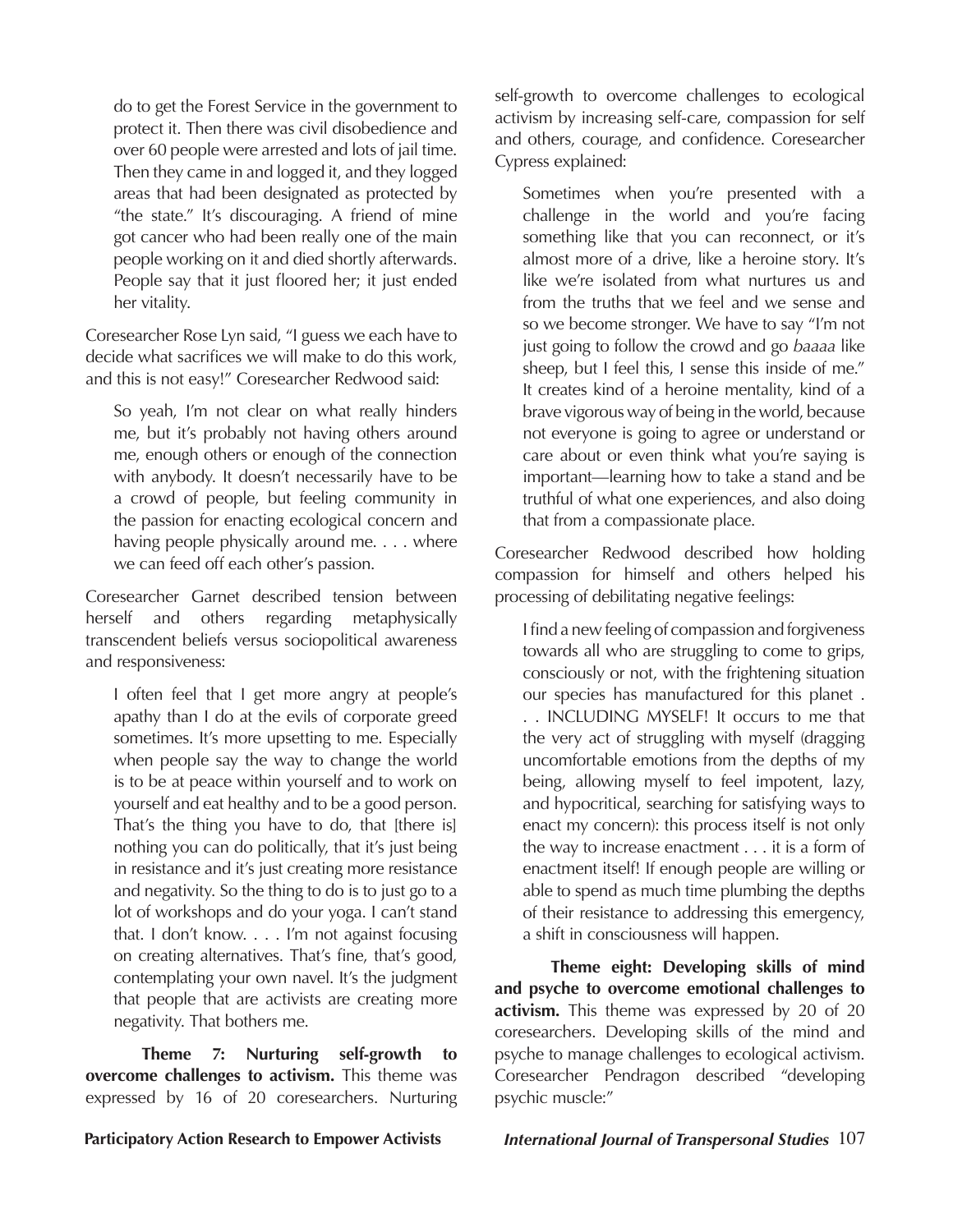> do to get the Forest Service in the government to protect it. Then there was civil disobedience and over 60 people were arrested and lots of jail time. Then they came in and logged it, and they logged areas that had been designated as protected by "the state." It's discouraging. A friend of mine got cancer who had been really one of the main people working on it and died shortly afterwards. People say that it just floored her; it just ended her vitality.

Coresearcher Rose Lyn said, "I guess we each have to decide what sacrifices we will make to do this work, and this is not easy!" Coresearcher Redwood said:

> So yeah, I'm not clear on what really hinders me, but it's probably not having others around me, enough others or enough of the connection with anybody. It doesn't necessarily have to be a crowd of people, but feeling community in the passion for enacting ecological concern and having people physically around me. . . . where we can feed off each other's passion.

Coresearcher Garnet described tension between herself and others regarding metaphysically transcendent beliefs versus sociopolitical awareness and responsiveness:

> I often feel that I get more angry at people's apathy than I do at the evils of corporate greed sometimes. It's more upsetting to me. Especially when people say the way to change the world is to be at peace within yourself and to work on yourself and eat healthy and to be a good person. That's the thing you have to do, that [there is] nothing you can do politically, that it's just being in resistance and it's just creating more resistance and negativity. So the thing to do is to just go to a lot of workshops and do your yoga. I can't stand that. I don't know. . . . I'm not against focusing on creating alternatives. That's fine, that's good, contemplating your own navel. It's the judgment that people that are activists are creating more negativity. That bothers me.

**Theme 7: Nurturing self-growth to overcome challenges to activism.** This theme was expressed by 16 of 20 coresearchers. Nurturing self-growth to overcome challenges to ecological activism by increasing self-care, compassion for self and others, courage, and confidence. Coresearcher Cypress explained:

> Sometimes when you're presented with a challenge in the world and you're facing something like that you can reconnect, or it's almost more of a drive, like a heroine story. It's like we're isolated from what nurtures us and from the truths that we feel and we sense and so we become stronger. We have to say "I'm not just going to follow the crowd and go *baaaa* like sheep, but I feel this, I sense this inside of me." It creates kind of a heroine mentality, kind of a brave vigorous way of being in the world, because not everyone is going to agree or understand or care about or even think what you're saying is important—learning how to take a stand and be truthful of what one experiences, and also doing that from a compassionate place.

Coresearcher Redwood described how holding compassion for himself and others helped his processing of debilitating negative feelings:

> I find a new feeling of compassion and forgiveness towards all who are struggling to come to grips, consciously or not, with the frightening situation our species has manufactured for this planet . . . INCLUDING MYSELF! It occurs to me that the very act of struggling with myself (dragging uncomfortable emotions from the depths of my being, allowing myself to feel impotent, lazy, and hypocritical, searching for satisfying ways to enact my concern): this process itself is not only the way to increase enactment . . . it is a form of enactment itself! If enough people are willing or able to spend as much time plumbing the depths of their resistance to addressing this emergency, a shift in consciousness will happen.

**Theme eight: Developing skills of mind and psyche to overcome emotional challenges to activism.** This theme was expressed by 20 of 20 coresearchers. Developing skills of the mind and psyche to manage challenges to ecological activism. Coresearcher Pendragon described "developing psychic muscle:"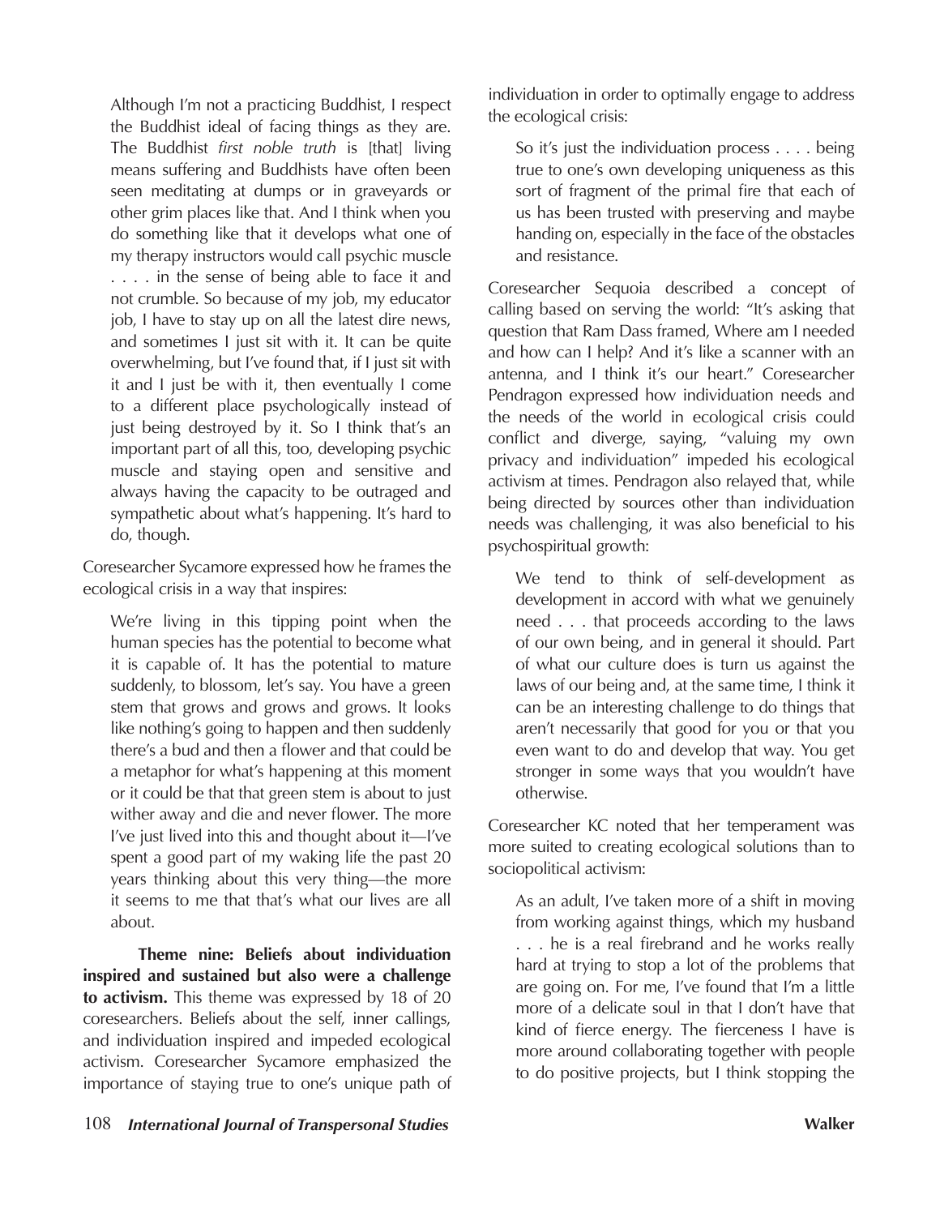> Although I'm not a practicing Buddhist, I respect the Buddhist ideal of facing things as they are. The Buddhist *first noble truth* is [that] living means suffering and Buddhists have often been seen meditating at dumps or in graveyards or other grim places like that. And I think when you do something like that it develops what one of my therapy instructors would call psychic muscle . . . . in the sense of being able to face it and not crumble. So because of my job, my educator job, I have to stay up on all the latest dire news, and sometimes I just sit with it. It can be quite overwhelming, but I've found that, if I just sit with it and I just be with it, then eventually I come to a different place psychologically instead of just being destroyed by it. So I think that's an important part of all this, too, developing psychic muscle and staying open and sensitive and always having the capacity to be outraged and sympathetic about what's happening. It's hard to do, though.

Coresearcher Sycamore expressed how he frames the ecological crisis in a way that inspires:

> We're living in this tipping point when the human species has the potential to become what it is capable of. It has the potential to mature suddenly, to blossom, let's say. You have a green stem that grows and grows and grows. It looks like nothing's going to happen and then suddenly there's a bud and then a flower and that could be a metaphor for what's happening at this moment or it could be that that green stem is about to just wither away and die and never flower. The more I've just lived into this and thought about it—I've spent a good part of my waking life the past 20 years thinking about this very thing—the more it seems to me that that's what our lives are all about.

**Theme nine: Beliefs about individuation inspired and sustained but also were a challenge to activism.** This theme was expressed by 18 of 20 coresearchers. Beliefs about the self, inner callings, and individuation inspired and impeded ecological activism. Coresearcher Sycamore emphasized the importance of staying true to one's unique path of individuation in order to optimally engage to address the ecological crisis:

> So it's just the individuation process . . . . being true to one's own developing uniqueness as this sort of fragment of the primal fire that each of us has been trusted with preserving and maybe handing on, especially in the face of the obstacles and resistance.

Coresearcher Sequoia described a concept of calling based on serving the world: "It's asking that question that Ram Dass framed, Where am I needed and how can I help? And it's like a scanner with an antenna, and I think it's our heart." Coresearcher Pendragon expressed how individuation needs and the needs of the world in ecological crisis could conflict and diverge, saying, "valuing my own privacy and individuation" impeded his ecological activism at times. Pendragon also relayed that, while being directed by sources other than individuation needs was challenging, it was also beneficial to his psychospiritual growth:

> We tend to think of self-development as development in accord with what we genuinely need . . . that proceeds according to the laws of our own being, and in general it should. Part of what our culture does is turn us against the laws of our being and, at the same time, I think it can be an interesting challenge to do things that aren't necessarily that good for you or that you even want to do and develop that way. You get stronger in some ways that you wouldn't have otherwise.

Coresearcher KC noted that her temperament was more suited to creating ecological solutions than to sociopolitical activism:

> As an adult, I've taken more of a shift in moving from working against things, which my husband . . . he is a real firebrand and he works really hard at trying to stop a lot of the problems that are going on. For me, I've found that I'm a little more of a delicate soul in that I don't have that kind of fierce energy. The fierceness I have is more around collaborating together with people to do positive projects, but I think stopping the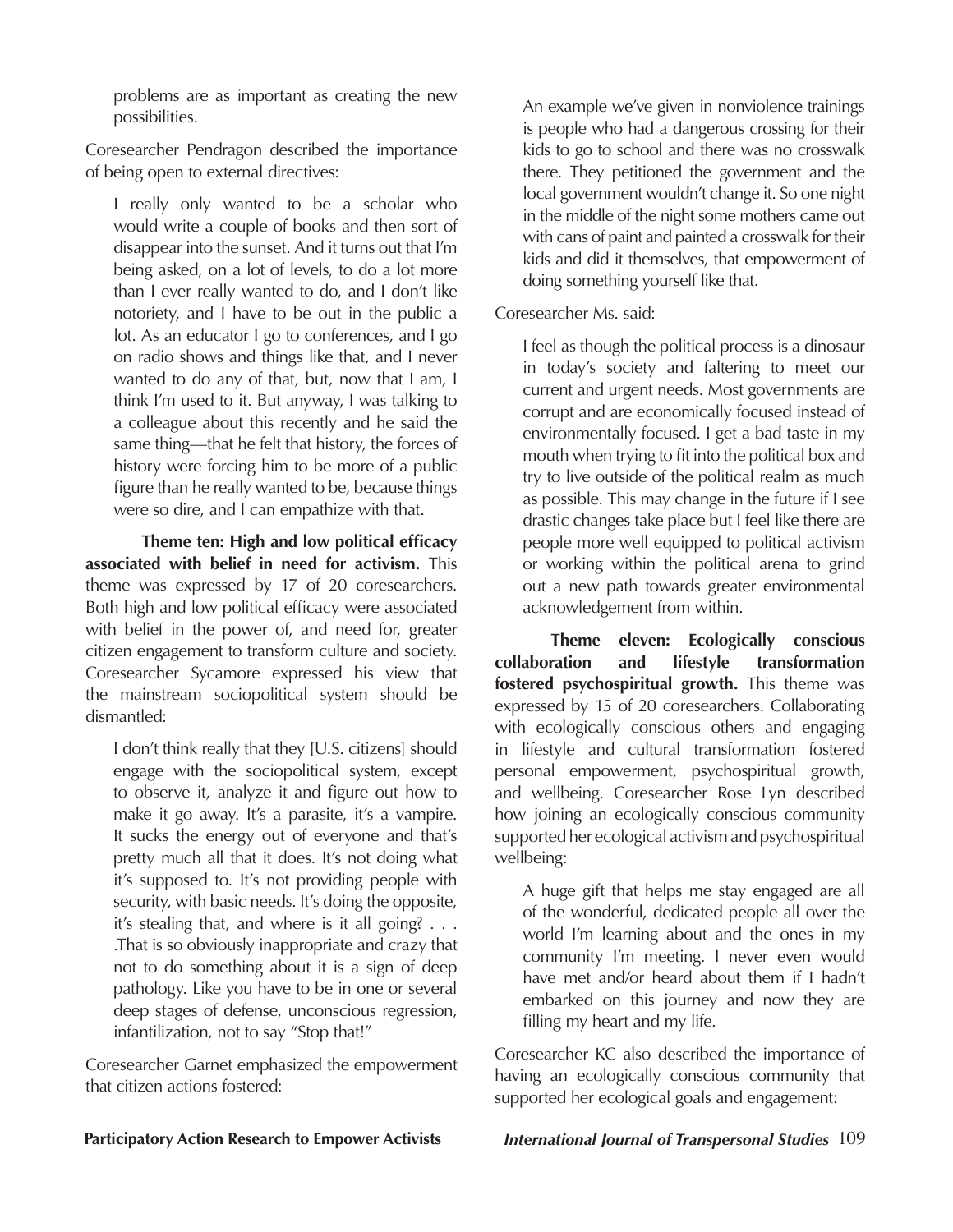problems are as important as creating the new possibilities.

Coresearcher Pendragon described the importance of being open to external directives:

> I really only wanted to be a scholar who would write a couple of books and then sort of disappear into the sunset. And it turns out that I'm being asked, on a lot of levels, to do a lot more than I ever really wanted to do, and I don't like notoriety, and I have to be out in the public a lot. As an educator I go to conferences, and I go on radio shows and things like that, and I never wanted to do any of that, but, now that I am, I think I'm used to it. But anyway, I was talking to a colleague about this recently and he said the same thing—that he felt that history, the forces of history were forcing him to be more of a public figure than he really wanted to be, because things were so dire, and I can empathize with that.

**Theme ten: High and low political efficacy associated with belief in need for activism.** This theme was expressed by 17 of 20 coresearchers. Both high and low political efficacy were associated with belief in the power of, and need for, greater citizen engagement to transform culture and society. Coresearcher Sycamore expressed his view that the mainstream sociopolitical system should be dismantled:

> I don't think really that they [U.S. citizens] should engage with the sociopolitical system, except to observe it, analyze it and figure out how to make it go away. It's a parasite, it's a vampire. It sucks the energy out of everyone and that's pretty much all that it does. It's not doing what it's supposed to. It's not providing people with security, with basic needs. It's doing the opposite, it's stealing that, and where is it all going? . . . .That is so obviously inappropriate and crazy that not to do something about it is a sign of deep pathology. Like you have to be in one or several deep stages of defense, unconscious regression, infantilization, not to say "Stop that!"

Coresearcher Garnet emphasized the empowerment that citizen actions fostered:

> An example we've given in nonviolence trainings is people who had a dangerous crossing for their kids to go to school and there was no crosswalk there. They petitioned the government and the local government wouldn't change it. So one night in the middle of the night some mothers came out with cans of paint and painted a crosswalk for their kids and did it themselves, that empowerment of doing something yourself like that.

Coresearcher Ms. said:

> I feel as though the political process is a dinosaur in today's society and faltering to meet our current and urgent needs. Most governments are corrupt and are economically focused instead of environmentally focused. I get a bad taste in my mouth when trying to fit into the political box and try to live outside of the political realm as much as possible. This may change in the future if I see drastic changes take place but I feel like there are people more well equipped to political activism or working within the political arena to grind out a new path towards greater environmental acknowledgement from within.

**Theme eleven: Ecologically conscious collaboration and lifestyle transformation fostered psychospiritual growth.** This theme was expressed by 15 of 20 coresearchers. Collaborating with ecologically conscious others and engaging in lifestyle and cultural transformation fostered personal empowerment, psychospiritual growth, and wellbeing. Coresearcher Rose Lyn described how joining an ecologically conscious community supported her ecological activism and psychospiritual wellbeing:

> A huge gift that helps me stay engaged are all of the wonderful, dedicated people all over the world I'm learning about and the ones in my community I'm meeting. I never even would have met and/or heard about them if I hadn't embarked on this journey and now they are filling my heart and my life.

Coresearcher KC also described the importance of having an ecologically conscious community that supported her ecological goals and engagement: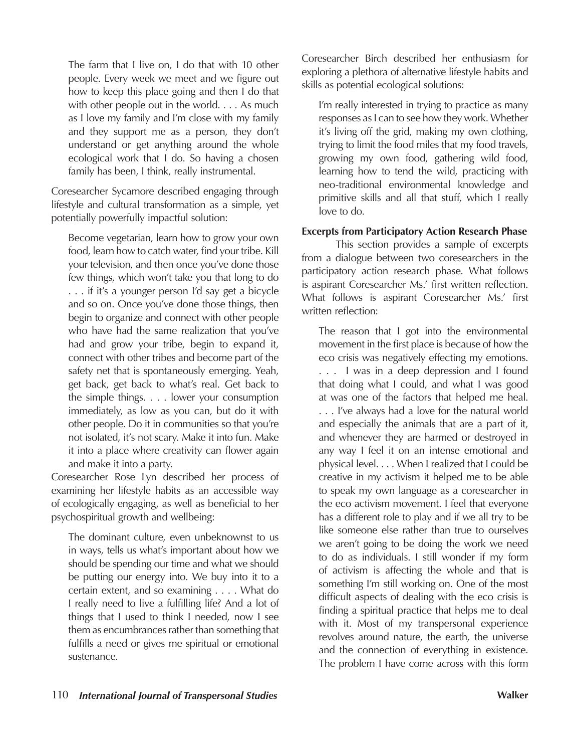The farm that I live on, I do that with 10 other people. Every week we meet and we figure out how to keep this place going and then I do that with other people out in the world. . . . As much as I love my family and I'm close with my family and they support me as a person, they don't understand or get anything around the whole ecological work that I do. So having a chosen family has been, I think, really instrumental.

Coresearcher Sycamore described engaging through lifestyle and cultural transformation as a simple, yet potentially powerfully impactful solution:

> Become vegetarian, learn how to grow your own food, learn how to catch water, find your tribe. Kill your television, and then once you've done those few things, which won't take you that long to do . . . if it's a younger person I'd say get a bicycle and so on. Once you've done those things, then begin to organize and connect with other people who have had the same realization that you've had and grow your tribe, begin to expand it, connect with other tribes and become part of the safety net that is spontaneously emerging. Yeah, get back, get back to what's real. Get back to the simple things. . . . lower your consumption immediately, as low as you can, but do it with other people. Do it in communities so that you're not isolated, it's not scary. Make it into fun. Make it into a place where creativity can flower again and make it into a party.

Coresearcher Rose Lyn described her process of examining her lifestyle habits as an accessible way of ecologically engaging, as well as beneficial to her psychospiritual growth and wellbeing:

> The dominant culture, even unbeknownst to us in ways, tells us what's important about how we should be spending our time and what we should be putting our energy into. We buy into it to a certain extent, and so examining . . . . What do I really need to live a fulfilling life? And a lot of things that I used to think I needed, now I see them as encumbrances rather than something that fulfills a need or gives me spiritual or emotional sustenance.

Coresearcher Birch described her enthusiasm for exploring a plethora of alternative lifestyle habits and skills as potential ecological solutions:

> I'm really interested in trying to practice as many responses as I can to see how they work. Whether it's living off the grid, making my own clothing, trying to limit the food miles that my food travels, growing my own food, gathering wild food, learning how to tend the wild, practicing with neo-traditional environmental knowledge and primitive skills and all that stuff, which I really love to do.

**Excerpts from Participatory Action Research Phase**

This section provides a sample of excerpts from a dialogue between two coresearchers in the participatory action research phase. What follows is aspirant Coresearcher Ms.' first written reflection. What follows is aspirant Coresearcher Ms.' first written reflection:

> The reason that I got into the environmental movement in the first place is because of how the eco crisis was negatively effecting my emotions. . . . I was in a deep depression and I found that doing what I could, and what I was good at was one of the factors that helped me heal. . . . I've always had a love for the natural world and especially the animals that are a part of it, and whenever they are harmed or destroyed in any way I feel it on an intense emotional and physical level. . . . When I realized that I could be creative in my activism it helped me to be able to speak my own language as a coresearcher in the eco activism movement. I feel that everyone has a different role to play and if we all try to be like someone else rather than true to ourselves we aren't going to be doing the work we need to do as individuals. I still wonder if my form of activism is affecting the whole and that is something I'm still working on. One of the most difficult aspects of dealing with the eco crisis is finding a spiritual practice that helps me to deal with it. Most of my transpersonal experience revolves around nature, the earth, the universe and the connection of everything in existence. The problem I have come across with this form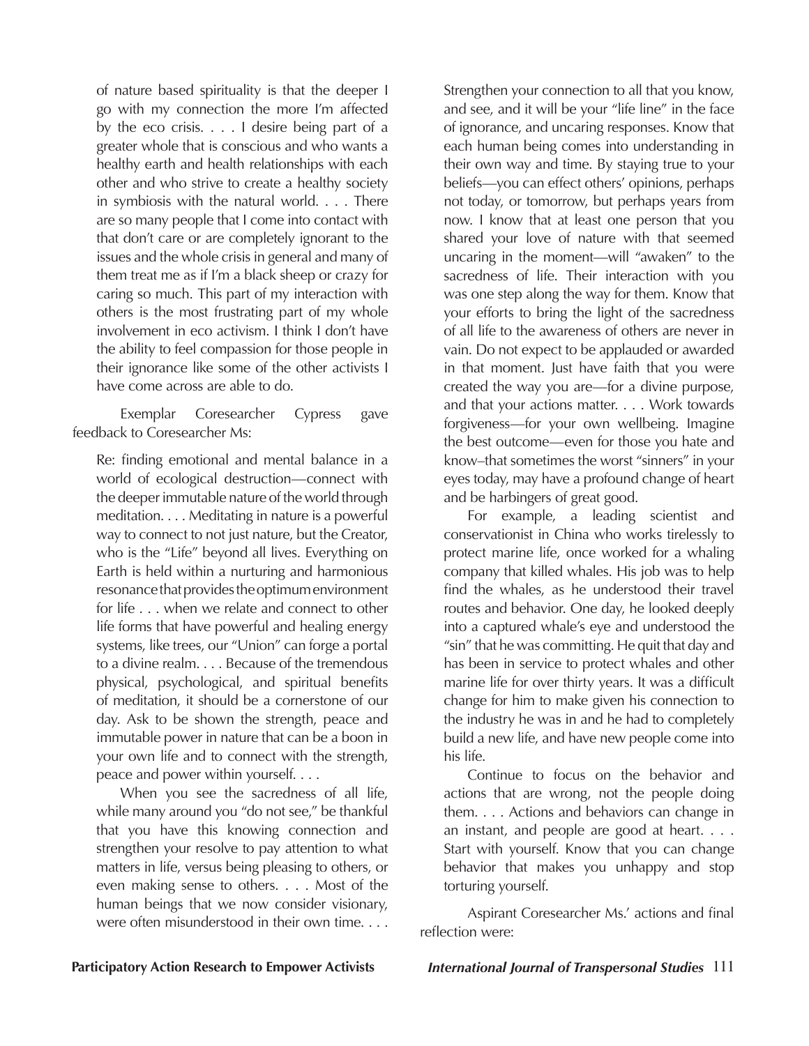of nature based spirituality is that the deeper I go with my connection the more I'm affected by the eco crisis. . . . I desire being part of a greater whole that is conscious and who wants a healthy earth and health relationships with each other and who strive to create a healthy society in symbiosis with the natural world. . . . There are so many people that I come into contact with that don't care or are completely ignorant to the issues and the whole crisis in general and many of them treat me as if I'm a black sheep or crazy for caring so much. This part of my interaction with others is the most frustrating part of my whole involvement in eco activism. I think I don't have the ability to feel compassion for those people in their ignorance like some of the other activists I have come across are able to do.

Exemplar Coresearcher Cypress gave feedback to Coresearcher Ms:

> Re: finding emotional and mental balance in a world of ecological destruction—connect with the deeper immutable nature of the world through meditation. . . . Meditating in nature is a powerful way to connect to not just nature, but the Creator, who is the "Life" beyond all lives. Everything on Earth is held within a nurturing and harmonious resonance that provides the optimum environment for life . . . when we relate and connect to other life forms that have powerful and healing energy systems, like trees, our "Union" can forge a portal to a divine realm. . . . Because of the tremendous physical, psychological, and spiritual benefits of meditation, it should be a cornerstone of our day. Ask to be shown the strength, peace and immutable power in nature that can be a boon in your own life and to connect with the strength, peace and power within yourself. . . .
>
> When you see the sacredness of all life, while many around you "do not see," be thankful that you have this knowing connection and strengthen your resolve to pay attention to what matters in life, versus being pleasing to others, or even making sense to others. . . . Most of the human beings that we now consider visionary, were often misunderstood in their own time. . . . Strengthen your connection to all that you know, and see, and it will be your "life line" in the face of ignorance, and uncaring responses. Know that each human being comes into understanding in their own way and time. By staying true to your beliefs—you can effect others' opinions, perhaps not today, or tomorrow, but perhaps years from now. I know that at least one person that you shared your love of nature with that seemed uncaring in the moment—will "awaken" to the sacredness of life. Their interaction with you was one step along the way for them. Know that your efforts to bring the light of the sacredness of all life to the awareness of others are never in vain. Do not expect to be applauded or awarded in that moment. Just have faith that you were created the way you are—for a divine purpose, and that your actions matter. . . . Work towards forgiveness—for your own wellbeing. Imagine the best outcome—even for those you hate and know–that sometimes the worst "sinners" in your eyes today, may have a profound change of heart and be harbingers of great good.
>
> For example, a leading scientist and conservationist in China who works tirelessly to protect marine life, once worked for a whaling company that killed whales. His job was to help find the whales, as he understood their travel routes and behavior. One day, he looked deeply into a captured whale's eye and understood the "sin" that he was committing. He quit that day and has been in service to protect whales and other marine life for over thirty years. It was a difficult change for him to make given his connection to the industry he was in and he had to completely build a new life, and have new people come into his life.
>
> Continue to focus on the behavior and actions that are wrong, not the people doing them. . . . Actions and behaviors can change in an instant, and people are good at heart. . . . Start with yourself. Know that you can change behavior that makes you unhappy and stop torturing yourself.

Aspirant Coresearcher Ms.' actions and final reflection were: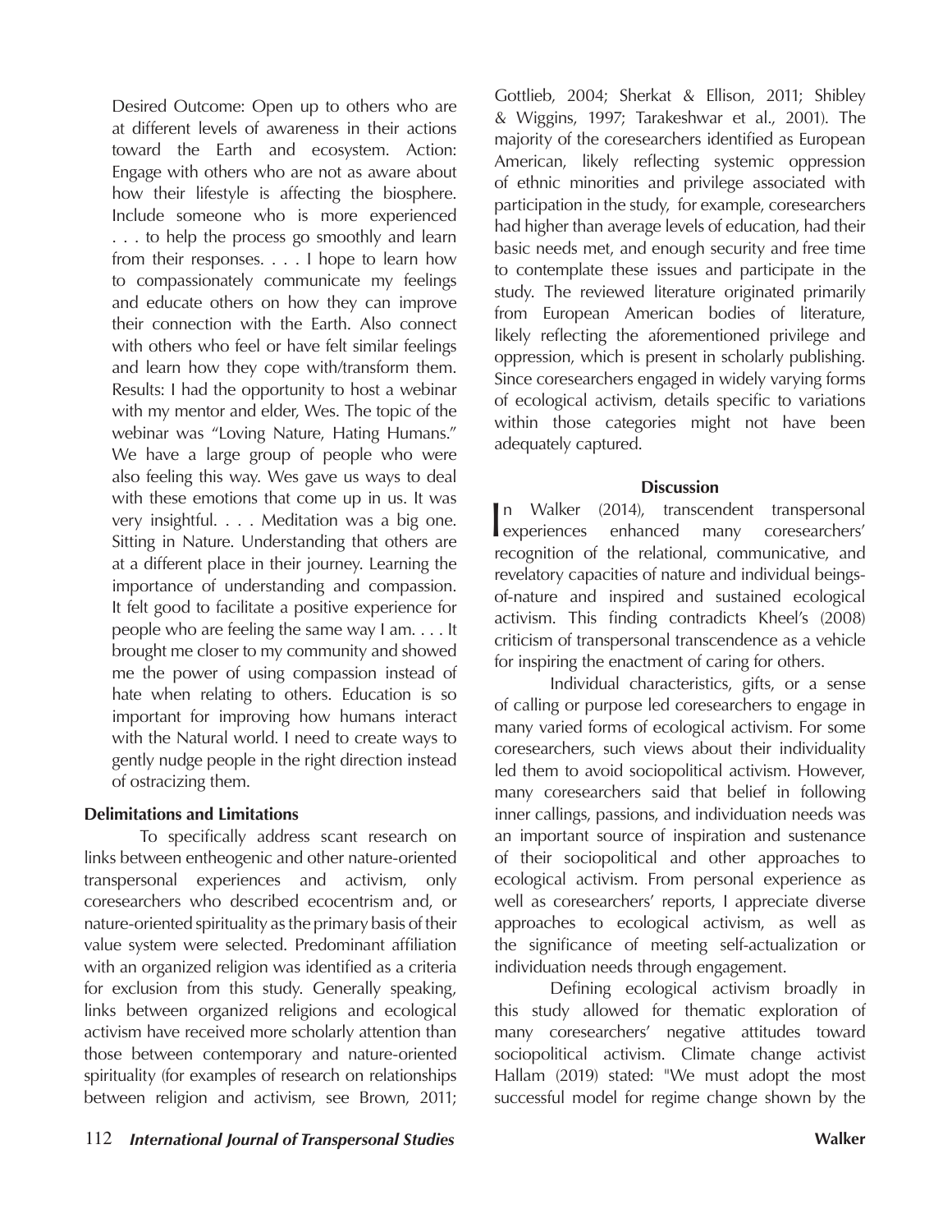Desired Outcome: Open up to others who are at different levels of awareness in their actions toward the Earth and ecosystem. Action: Engage with others who are not as aware about how their lifestyle is affecting the biosphere. Include someone who is more experienced . . . to help the process go smoothly and learn from their responses. . . . I hope to learn how to compassionately communicate my feelings and educate others on how they can improve their connection with the Earth. Also connect with others who feel or have felt similar feelings and learn how they cope with/transform them. Results: I had the opportunity to host a webinar with my mentor and elder, Wes. The topic of the webinar was "Loving Nature, Hating Humans." We have a large group of people who were also feeling this way. Wes gave us ways to deal with these emotions that come up in us. It was very insightful. . . . Meditation was a big one. Sitting in Nature. Understanding that others are at a different place in their journey. Learning the importance of understanding and compassion. It felt good to facilitate a positive experience for people who are feeling the same way I am. . . . It brought me closer to my community and showed me the power of using compassion instead of hate when relating to others. Education is so important for improving how humans interact with the Natural world. I need to create ways to gently nudge people in the right direction instead of ostracizing them.

### Delimitations and Limitations

To specifically address scant research on links between entheogenic and other nature-oriented transpersonal experiences and activism, only coresearchers who described ecocentrism and, or nature-oriented spirituality as the primary basis of their value system were selected. Predominant affiliation with an organized religion was identified as a criteria for exclusion from this study. Generally speaking, links between organized religions and ecological activism have received more scholarly attention than those between contemporary and nature-oriented spirituality (for examples of research on relationships between religion and activism, see Brown, 2011; Gottlieb, 2004; Sherkat & Ellison, 2011; Shibley & Wiggins, 1997; Tarakeshwar et al., 2001). The majority of the coresearchers identified as European American, likely reflecting systemic oppression of ethnic minorities and privilege associated with participation in the study, for example, coresearchers had higher than average levels of education, had their basic needs met, and enough security and free time to contemplate these issues and participate in the study. The reviewed literature originated primarily from European American bodies of literature, likely reflecting the aforementioned privilege and oppression, which is present in scholarly publishing. Since coresearchers engaged in widely varying forms of ecological activism, details specific to variations within those categories might not have been adequately captured.

## Discussion

In Walker (2014), transcendent transpersonal experiences enhanced many coresearchers' recognition of the relational, communicative, and revelatory capacities of nature and individual beings-of-nature and inspired and sustained ecological activism. This finding contradicts Kheel's (2008) criticism of transpersonal transcendence as a vehicle for inspiring the enactment of caring for others.

Individual characteristics, gifts, or a sense of calling or purpose led coresearchers to engage in many varied forms of ecological activism. For some coresearchers, such views about their individuality led them to avoid sociopolitical activism. However, many coresearchers said that belief in following inner callings, passions, and individuation needs was an important source of inspiration and sustenance of their sociopolitical and other approaches to ecological activism. From personal experience as well as coresearchers' reports, I appreciate diverse approaches to ecological activism, as well as the significance of meeting self-actualization or individuation needs through engagement.

Defining ecological activism broadly in this study allowed for thematic exploration of many coresearchers' negative attitudes toward sociopolitical activism. Climate change activist Hallam (2019) stated: "We must adopt the most successful model for regime change shown by the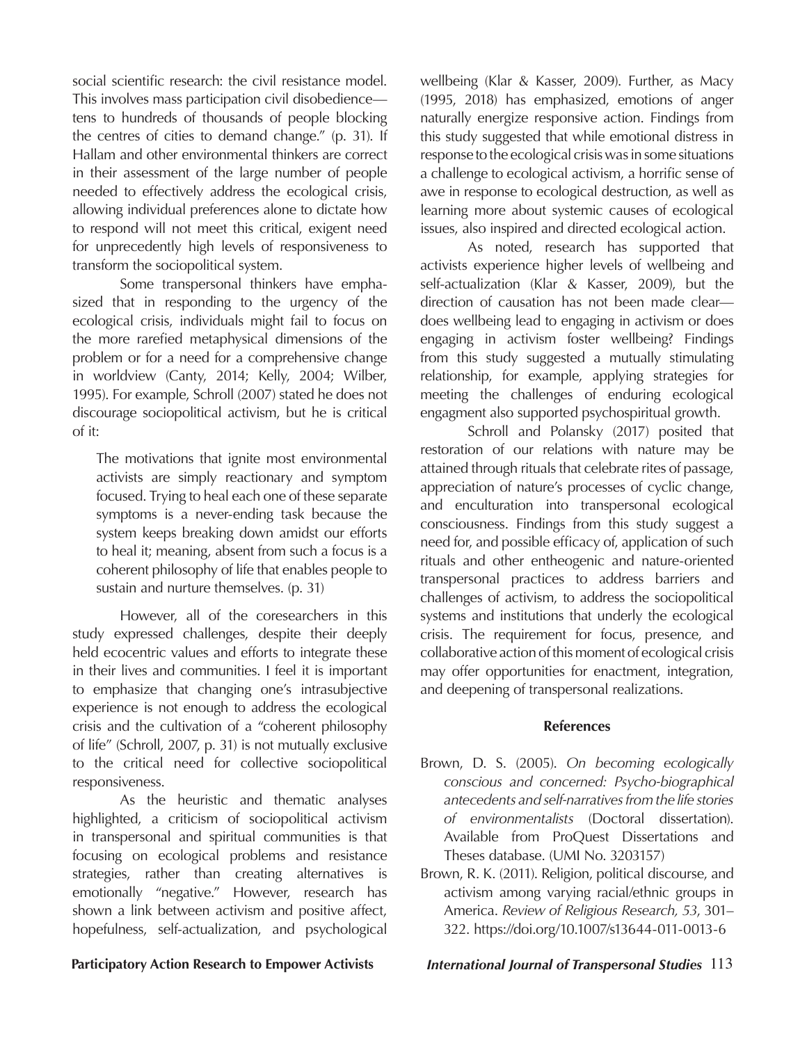social scientific research: the civil resistance model. This involves mass participation civil disobedience—tens to hundreds of thousands of people blocking the centres of cities to demand change." (p. 31). If Hallam and other environmental thinkers are correct in their assessment of the large number of people needed to effectively address the ecological crisis, allowing individual preferences alone to dictate how to respond will not meet this critical, exigent need for unprecedently high levels of responsiveness to transform the sociopolitical system.

Some transpersonal thinkers have emphasized that in responding to the urgency of the ecological crisis, individuals might fail to focus on the more rarefied metaphysical dimensions of the problem or for a need for a comprehensive change in worldview (Canty, 2014; Kelly, 2004; Wilber, 1995). For example, Schroll (2007) stated he does not discourage sociopolitical activism, but he is critical of it:

> The motivations that ignite most environmental activists are simply reactionary and symptom focused. Trying to heal each one of these separate symptoms is a never-ending task because the system keeps breaking down amidst our efforts to heal it; meaning, absent from such a focus is a coherent philosophy of life that enables people to sustain and nurture themselves. (p. 31)

However, all of the coresearchers in this study expressed challenges, despite their deeply held ecocentric values and efforts to integrate these in their lives and communities. I feel it is important to emphasize that changing one's intrasubjective experience is not enough to address the ecological crisis and the cultivation of a "coherent philosophy of life" (Schroll, 2007, p. 31) is not mutually exclusive to the critical need for collective sociopolitical responsiveness.

As the heuristic and thematic analyses highlighted, a criticism of sociopolitical activism in transpersonal and spiritual communities is that focusing on ecological problems and resistance strategies, rather than creating alternatives is emotionally "negative." However, research has shown a link between activism and positive affect, hopefulness, self-actualization, and psychological wellbeing (Klar & Kasser, 2009). Further, as Macy (1995, 2018) has emphasized, emotions of anger naturally energize responsive action. Findings from this study suggested that while emotional distress in response to the ecological crisis was in some situations a challenge to ecological activism, a horrific sense of awe in response to ecological destruction, as well as learning more about systemic causes of ecological issues, also inspired and directed ecological action.

As noted, research has supported that activists experience higher levels of wellbeing and self-actualization (Klar & Kasser, 2009), but the direction of causation has not been made clear—does wellbeing lead to engaging in activism or does engaging in activism foster wellbeing? Findings from this study suggested a mutually stimulating relationship, for example, applying strategies for meeting the challenges of enduring ecological engagment also supported psychospiritual growth.

Schroll and Polansky (2017) posited that restoration of our relations with nature may be attained through rituals that celebrate rites of passage, appreciation of nature's processes of cyclic change, and enculturation into transpersonal ecological consciousness. Findings from this study suggest a need for, and possible efficacy of, application of such rituals and other entheogenic and nature-oriented transpersonal practices to address barriers and challenges of activism, to address the sociopolitical systems and institutions that underly the ecological crisis. The requirement for focus, presence, and collaborative action of this moment of ecological crisis may offer opportunities for enactment, integration, and deepening of transpersonal realizations.

## References

Brown, D. S. (2005). *On becoming ecologically conscious and concerned: Psycho-biographical antecedents and self-narratives from the life stories of environmentalists* (Doctoral dissertation). Available from ProQuest Dissertations and Theses database. (UMI No. 3203157)

Brown, R. K. (2011). Religion, political discourse, and activism among varying racial/ethnic groups in America. *Review of Religious Research, 53*, 301–322. https://doi.org/10.1007/s13644-011-0013-6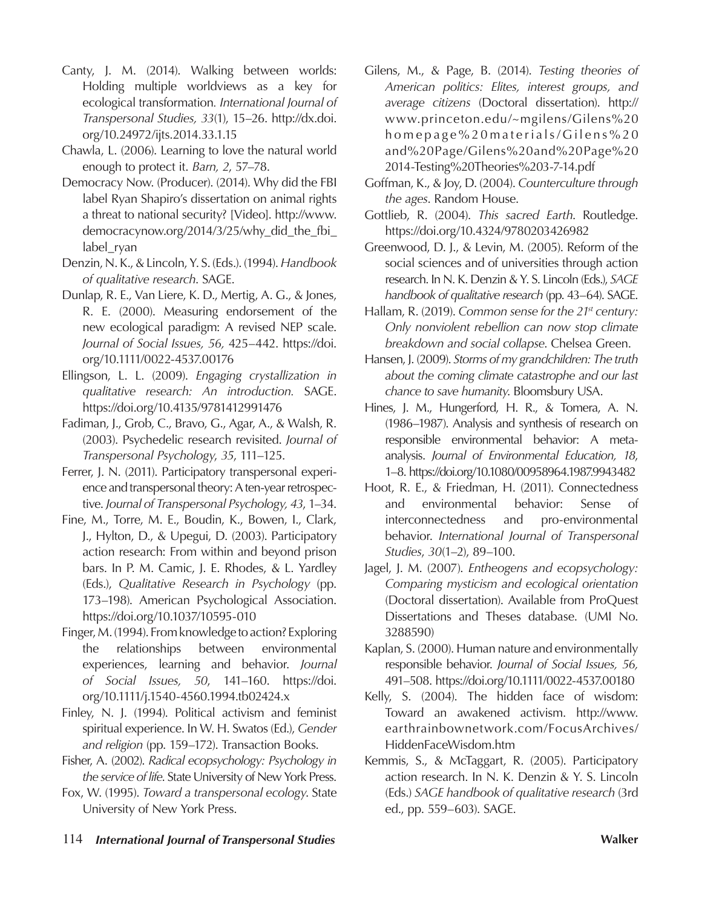Canty, J. M. (2014). Walking between worlds: Holding multiple worldviews as a key for ecological transformation. *International Journal of Transpersonal Studies, 33*(1), 15–26. http://dx.doi.org/10.24972/ijts.2014.33.1.15

Chawla, L. (2006). Learning to love the natural world enough to protect it. *Barn, 2*, 57–78.

Democracy Now. (Producer). (2014). Why did the FBI label Ryan Shapiro's dissertation on animal rights a threat to national security? [Video]. http://www.democracynow.org/2014/3/25/why_did_the_fbi_label_ryan

Denzin, N. K., & Lincoln, Y. S. (Eds.). (1994). *Handbook of qualitative research*. SAGE.

Dunlap, R. E., Van Liere, K. D., Mertig, A. G., & Jones, R. E. (2000). Measuring endorsement of the new ecological paradigm: A revised NEP scale. *Journal of Social Issues, 56,* 425–442. https://doi.org/10.1111/0022-4537.00176

Ellingson, L. L. (2009). *Engaging crystallization in qualitative research: An introduction.* SAGE. https://doi.org/10.4135/9781412991476

Fadiman, J., Grob, C., Bravo, G., Agar, A., & Walsh, R. (2003). Psychedelic research revisited. *Journal of Transpersonal Psychology*, *35*, 111–125.

Ferrer, J. N. (2011). Participatory transpersonal experience and transpersonal theory: A ten-year retrospective. *Journal of Transpersonal Psychology, 43*, 1–34.

Fine, M., Torre, M. E., Boudin, K., Bowen, I., Clark, J., Hylton, D., & Upegui, D. (2003). Participatory action research: From within and beyond prison bars. In P. M. Camic, J. E. Rhodes, & L. Yardley (Eds.), *Qualitative Research in Psychology* (pp. 173–198). American Psychological Association. https://doi.org/10.1037/10595-010

Finger, M. (1994). From knowledge to action? Exploring the relationships between environmental experiences, learning and behavior. *Journal of Social Issues, 50*, 141–160. https://doi.org/10.1111/j.1540-4560.1994.tb02424.x

Finley, N. J. (1994). Political activism and feminist spiritual experience. In W. H. Swatos (Ed.), *Gender and religion* (pp. 159–172). Transaction Books.

Fisher, A. (2002). *Radical ecopsychology: Psychology in the service of life*. State University of New York Press.

Fox, W. (1995). *Toward a transpersonal ecology*. State University of New York Press.

Gilens, M., & Page, B. (2014). *Testing theories of American politics: Elites, interest groups, and average citizens* (Doctoral dissertation). http://www.princeton.edu/~mgilens/Gilens%20homepage%20materials/Gilens%20and%20Page/Gilens%20and%20Page%202014-Testing%20Theories%203-7-14.pdf

Goffman, K., & Joy, D. (2004). *Counterculture through the ages*. Random House.

Gottlieb, R. (2004). *This sacred Earth*. Routledge. https://doi.org/10.4324/9780203426982

Greenwood, D. J., & Levin, M. (2005). Reform of the social sciences and of universities through action research. In N. K. Denzin & Y. S. Lincoln (Eds.), *SAGE handbook of qualitative research* (pp. 43–64). SAGE.

Hallam, R. (2019). *Common sense for the 21st century: Only nonviolent rebellion can now stop climate breakdown and social collapse*. Chelsea Green.

Hansen, J. (2009). *Storms of my grandchildren: The truth about the coming climate catastrophe and our last chance to save humanity*. Bloomsbury USA.

Hines, J. M., Hungerford, H. R., & Tomera, A. N. (1986–1987). Analysis and synthesis of research on responsible environmental behavior: A meta-analysis. *Journal of Environmental Education, 18*, 1–8. https://doi.org/10.1080/00958964.1987.9943482

Hoot, R. E., & Friedman, H. (2011). Connectedness and environmental behavior: Sense of interconnectedness and pro-environmental behavior. *International Journal of Transpersonal Studies*, *30*(1–2), 89–100.

Jagel, J. M. (2007). *Entheogens and ecopsychology: Comparing mysticism and ecological orientation* (Doctoral dissertation). Available from ProQuest Dissertations and Theses database. (UMI No. 3288590)

Kaplan, S. (2000). Human nature and environmentally responsible behavior. *Journal of Social Issues, 56,* 491–508. https://doi.org/10.1111/0022-4537.00180

Kelly, S. (2004). The hidden face of wisdom: Toward an awakened activism. http://www.earthrainbownetwork.com/FocusArchives/HiddenFaceWisdom.htm

Kemmis, S., & McTaggart, R. (2005). Participatory action research. In N. K. Denzin & Y. S. Lincoln (Eds.) *SAGE handbook of qualitative research* (3rd ed., pp. 559–603). SAGE.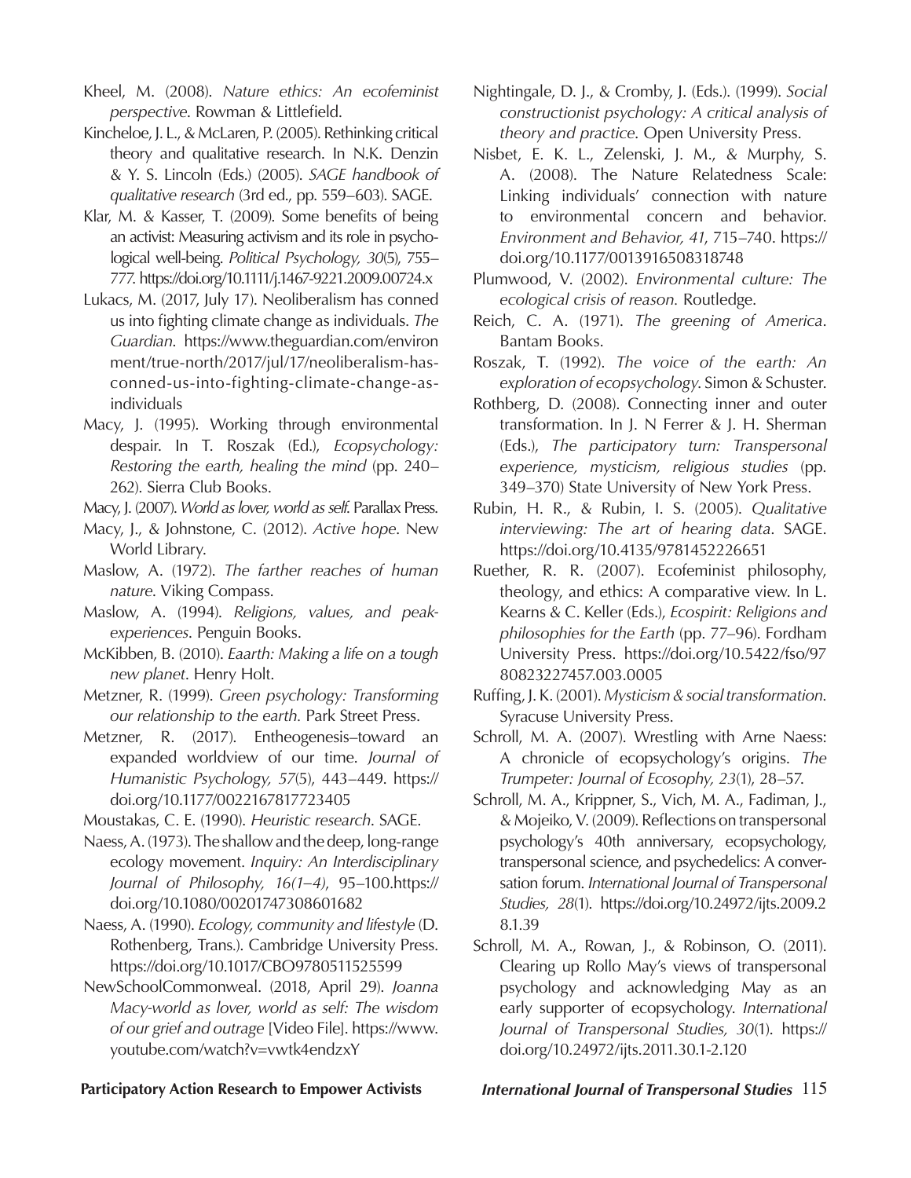Kheel, M. (2008). *Nature ethics: An ecofeminist perspective*. Rowman & Littlefield.

Kincheloe, J. L., & McLaren, P. (2005). Rethinking critical theory and qualitative research. In N.K. Denzin & Y. S. Lincoln (Eds.) (2005). *SAGE handbook of qualitative research* (3rd ed., pp. 559–603). SAGE.

Klar, M. & Kasser, T. (2009). Some benefits of being an activist: Measuring activism and its role in psychological well-being. *Political Psychology, 30*(5), 755–777. https://doi.org/10.1111/j.1467-9221.2009.00724.x

Lukacs, M. (2017, July 17). Neoliberalism has conned us into fighting climate change as individuals. *The Guardian*. https://www.theguardian.com/environment/true-north/2017/jul/17/neoliberalism-has-conned-us-into-fighting-climate-change-as-individuals

Macy, J. (1995). Working through environmental despair. In T. Roszak (Ed.), *Ecopsychology: Restoring the earth, healing the mind* (pp. 240–262). Sierra Club Books.

Macy, J. (2007). *World as lover, world as self*. Parallax Press.

Macy, J., & Johnstone, C. (2012). *Active hope*. New World Library.

Maslow, A. (1972). *The farther reaches of human nature*. Viking Compass.

Maslow, A. (1994). *Religions, values, and peak-experiences*. Penguin Books.

McKibben, B. (2010). *Eaarth: Making a life on a tough new planet*. Henry Holt.

Metzner, R. (1999). *Green psychology: Transforming our relationship to the earth.* Park Street Press.

Metzner, R. (2017). Entheogenesis–toward an expanded worldview of our time. *Journal of Humanistic Psychology, 57*(5), 443–449. https://doi.org/10.1177/0022167817723405

Moustakas, C. E. (1990). *Heuristic research*. SAGE.

Naess, A. (1973). The shallow and the deep, long-range ecology movement. *Inquiry: An Interdisciplinary Journal of Philosophy, 16(1–4)*, 95–100.https://doi.org/10.1080/00201747308601682

Naess, A. (1990). *Ecology, community and lifestyle* (D. Rothenberg, Trans.). Cambridge University Press. https://doi.org/10.1017/CBO9780511525599

NewSchoolCommonweal. (2018, April 29). *Joanna Macy-world as lover, world as self: The wisdom of our grief and outrage* [Video File]. https://www.youtube.com/watch?v=vwtk4endzxY

Nightingale, D. J., & Cromby, J. (Eds.). (1999). *Social constructionist psychology: A critical analysis of theory and practice*. Open University Press.

Nisbet, E. K. L., Zelenski, J. M., & Murphy, S. A. (2008). The Nature Relatedness Scale: Linking individuals' connection with nature to environmental concern and behavior. *Environment and Behavior, 41*, 715–740. https://doi.org/10.1177/0013916508318748

Plumwood, V. (2002). *Environmental culture: The ecological crisis of reason.* Routledge.

Reich, C. A. (1971). *The greening of America*. Bantam Books.

Roszak, T. (1992). *The voice of the earth: An exploration of ecopsychology*. Simon & Schuster.

Rothberg, D. (2008). Connecting inner and outer transformation. In J. N Ferrer & J. H. Sherman (Eds.), *The participatory turn: Transpersonal experience, mysticism, religious studies* (pp. 349–370) State University of New York Press.

Rubin, H. R., & Rubin, I. S. (2005). *Qualitative interviewing: The art of hearing data*. SAGE. https://doi.org/10.4135/9781452226651

Ruether, R. R. (2007). Ecofeminist philosophy, theology, and ethics: A comparative view. In L. Kearns & C. Keller (Eds.), *Ecospirit: Religions and philosophies for the Earth* (pp. 77–96). Fordham University Press. https://doi.org/10.5422/fso/9780823227457.003.0005

Ruffing, J. K. (2001). *Mysticism & social transformation.* Syracuse University Press.

Schroll, M. A. (2007). Wrestling with Arne Naess: A chronicle of ecopsychology's origins. *The Trumpeter: Journal of Ecosophy, 23*(1), 28–57.

Schroll, M. A., Krippner, S., Vich, M. A., Fadiman, J., & Mojeiko, V. (2009). Reflections on transpersonal psychology's 40th anniversary, ecopsychology, transpersonal science, and psychedelics: A conversation forum. *International Journal of Transpersonal Studies, 28*(1). https://doi.org/10.24972/ijts.2009.28.1.39

Schroll, M. A., Rowan, J., & Robinson, O. (2011). Clearing up Rollo May's views of transpersonal psychology and acknowledging May as an early supporter of ecopsychology. *International Journal of Transpersonal Studies, 30*(1). https://doi.org/10.24972/ijts.2011.30.1-2.120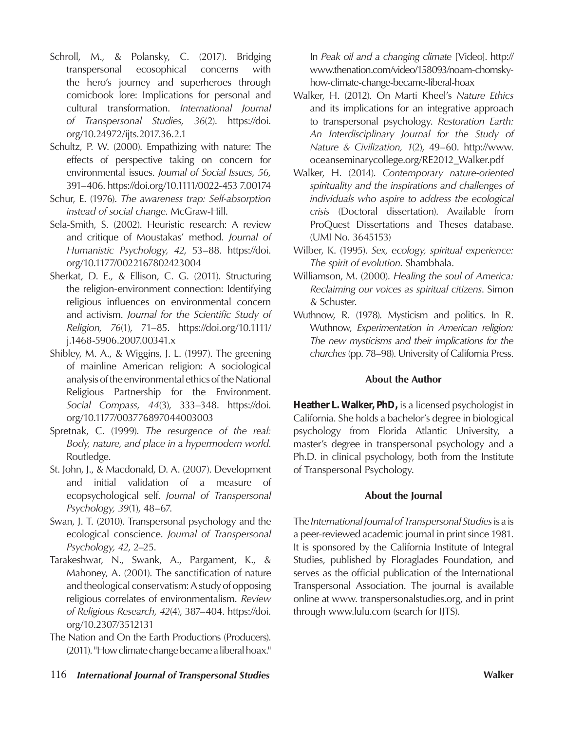Schroll, M., & Polansky, C. (2017). Bridging transpersonal ecosophical concerns with the hero's journey and superheroes through comicbook lore: Implications for personal and cultural transformation. *International Journal of Transpersonal Studies, 36*(2). https://doi.org/10.24972/ijts.2017.36.2.1

Schultz, P. W. (2000). Empathizing with nature: The effects of perspective taking on concern for environmental issues. *Journal of Social Issues, 56,* 391–406. https://doi.org/10.1111/0022-453 7.00174

Schur, E. (1976). *The awareness trap: Self-absorption instead of social change*. McGraw-Hill.

Sela-Smith, S. (2002). Heuristic research: A review and critique of Moustakas' method. *Journal of Humanistic Psychology, 42*, 53–88. https://doi.org/10.1177/0022167802423004

Sherkat, D. E., & Ellison, C. G. (2011). Structuring the religion-environment connection: Identifying religious influences on environmental concern and activism. *Journal for the Scientific Study of Religion, 76*(1), 71–85. https://doi.org/10.1111/j.1468-5906.2007.00341.x

Shibley, M. A., & Wiggins, J. L. (1997). The greening of mainline American religion: A sociological analysis of the environmental ethics of the National Religious Partnership for the Environment. *Social Compass, 44*(3), 333–348. https://doi.org/10.1177/003776897044003003

Spretnak, C. (1999). *The resurgence of the real: Body, nature, and place in a hypermodern world*. Routledge.

St. John, J., & Macdonald, D. A. (2007). Development and initial validation of a measure of ecopsychological self. *Journal of Transpersonal Psychology, 39*(1), 48–67.

Swan, J. T. (2010). Transpersonal psychology and the ecological conscience. *Journal of Transpersonal Psychology, 42*, 2–25.

Tarakeshwar, N., Swank, A., Pargament, K., & Mahoney, A. (2001). The sanctification of nature and theological conservatism: A study of opposing religious correlates of environmentalism. *Review of Religious Research, 42*(4), 387–404. https://doi.org/10.2307/3512131

The Nation and On the Earth Productions (Producers). (2011). "How climate change became a liberal hoax." In *Peak oil and a changing climate* [Video]. http://www.thenation.com/video/158093/noam-chomsky-how-climate-change-became-liberal-hoax

Walker, H. (2012). On Marti Kheel's *Nature Ethics* and its implications for an integrative approach to transpersonal psychology. *Restoration Earth: An Interdisciplinary Journal for the Study of Nature & Civilization, 1*(2), 49–60. http://www.oceanseminarycollege.org/RE2012_Walker.pdf

Walker, H. (2014). *Contemporary nature-oriented spirituality and the inspirations and challenges of individuals who aspire to address the ecological crisis* (Doctoral dissertation). Available from ProQuest Dissertations and Theses database. (UMI No. 3645153)

Wilber, K. (1995). *Sex, ecology, spiritual experience: The spirit of evolution*. Shambhala.

Williamson, M. (2000). *Healing the soul of America: Reclaiming our voices as spiritual citizens*. Simon & Schuster.

Wuthnow, R. (1978). Mysticism and politics. In R. Wuthnow, *Experimentation in American religion: The new mysticisms and their implications for the churches* (pp. 78–98). University of California Press.

## About the Author

**Heather L. Walker, PhD,** is a licensed psychologist in California. She holds a bachelor's degree in biological psychology from Florida Atlantic University, a master's degree in transpersonal psychology and a Ph.D. in clinical psychology, both from the Institute of Transpersonal Psychology.

## About the Journal

The *International Journal of Transpersonal Studies* is a is a peer-reviewed academic journal in print since 1981. It is sponsored by the California Institute of Integral Studies, published by Floraglades Foundation, and serves as the official publication of the International Transpersonal Association. The journal is available online at www. transpersonalstudies.org, and in print through www.lulu.com (search for IJTS).